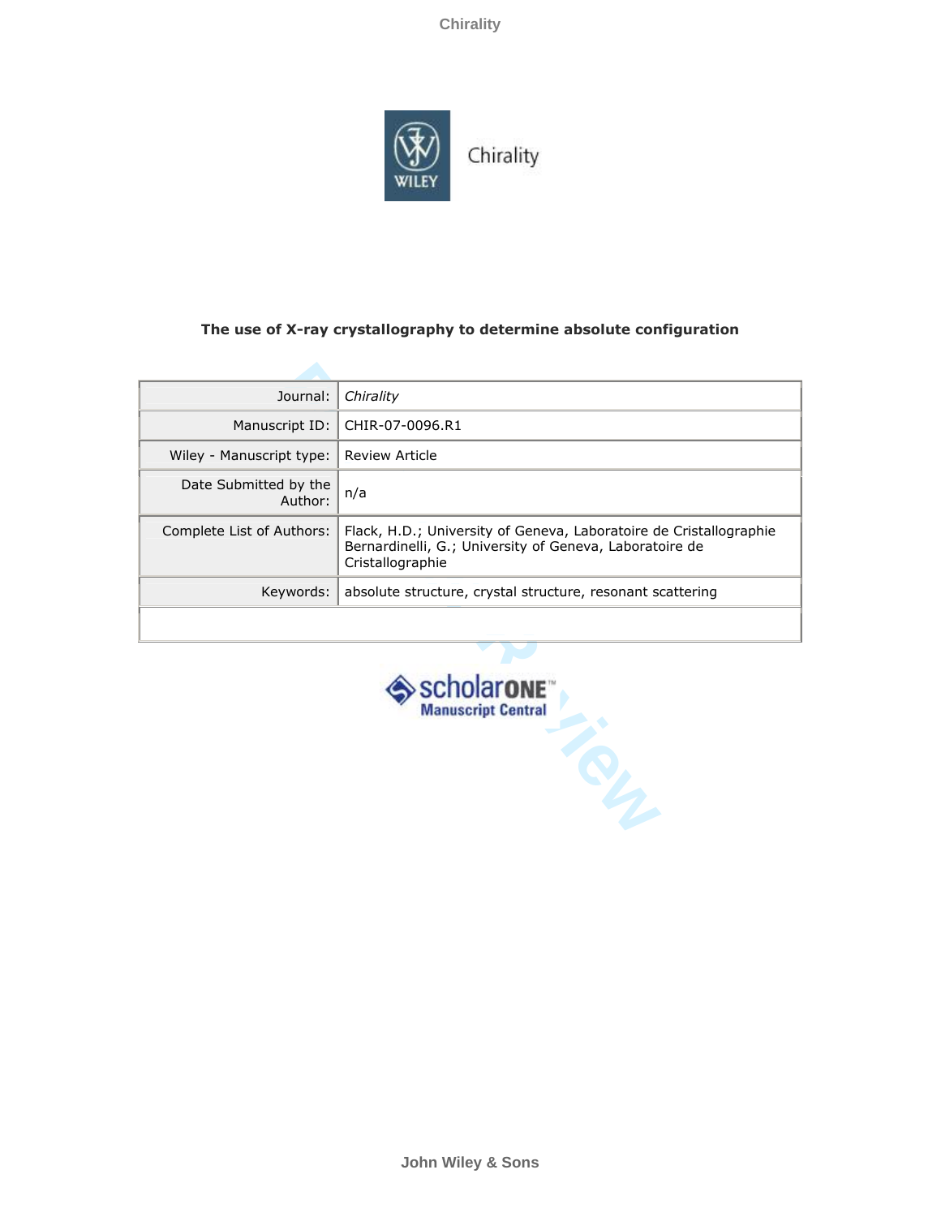# The use of X-ray crystallography to determine absolute configuration

| | |
|---|---|
| Journal: | *Chirality* |
| Manuscript ID: | CHIR-07-0096.R1 |
| Wiley - Manuscript type: | Review Article |
| Date Submitted by the Author: | n/a |
| Complete List of Authors: | Flack, H.D.; University of Geneva, Laboratoire de Cristallographie<br>Bernardinelli, G.; University of Geneva, Laboratoire de Cristallographie |
| Keywords: | absolute structure, crystal structure, resonant scattering |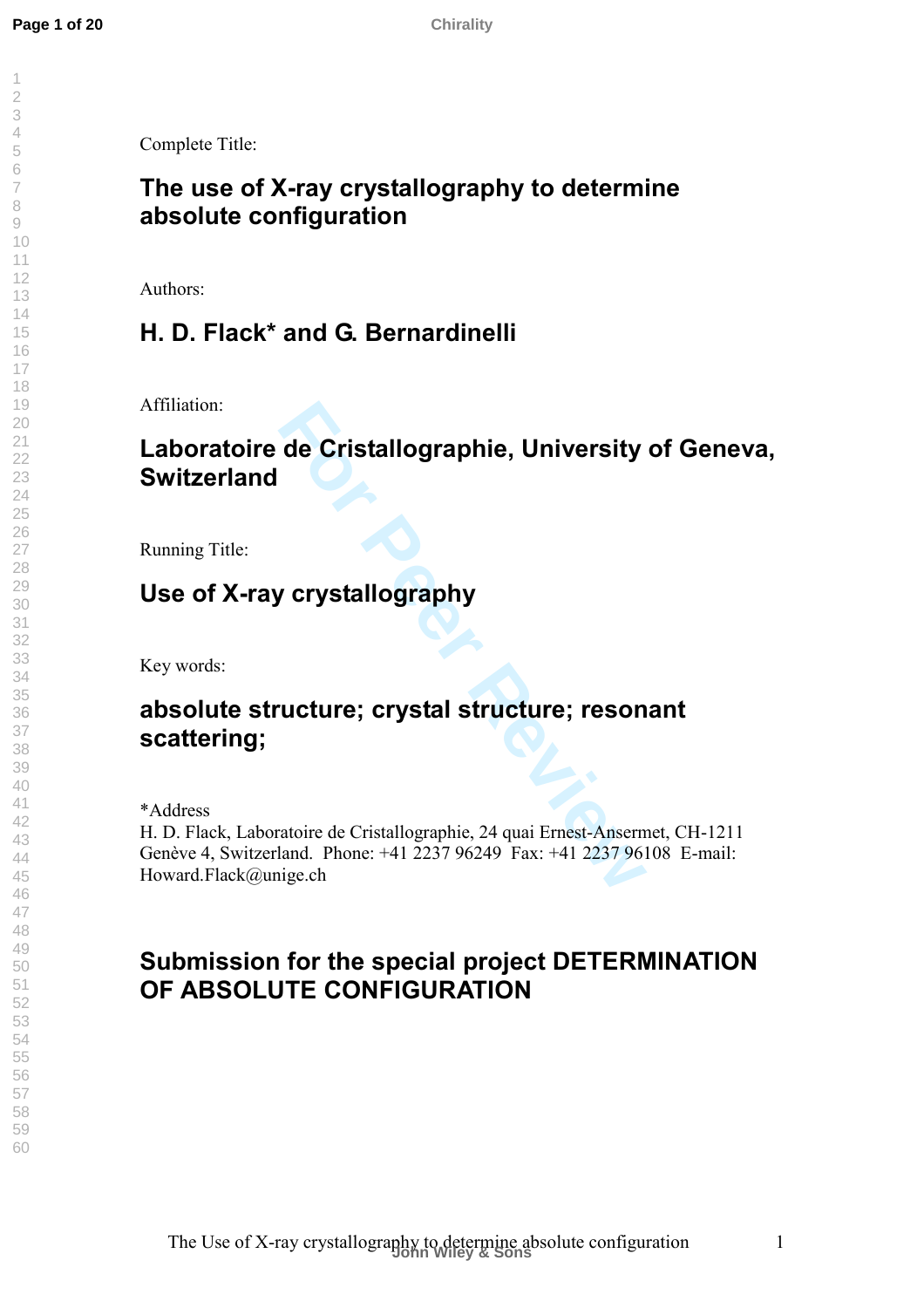Complete Title:

# The use of X-ray crystallography to determine absolute configuration

Authors:

## H. D. Flack* and G. Bernardinelli

Affiliation:

## Laboratoire de Cristallographie, University of Geneva, Switzerland

Running Title:

## Use of X-ray crystallography

Key words:

## absolute structure; crystal structure; resonant scattering;

*Address
H. D. Flack, Laboratoire de Cristallographie, 24 quai Ernest-Ansermet, CH-1211 Genève 4, Switzerland. Phone: +41 2237 96249 Fax: +41 2237 96108 E-mail: Howard.Flack@unige.ch

## Submission for the special project DETERMINATION OF ABSOLUTE CONFIGURATION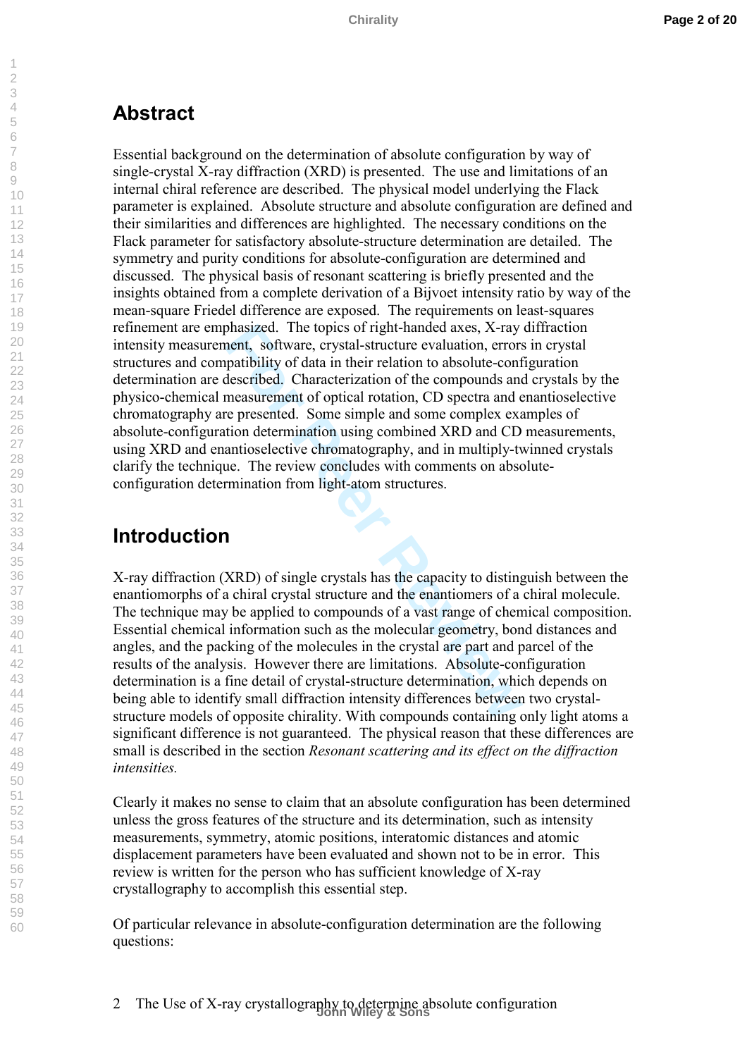## Abstract

Essential background on the determination of absolute configuration by way of single-crystal X-ray diffraction (XRD) is presented. The use and limitations of an internal chiral reference are described. The physical model underlying the Flack parameter is explained. Absolute structure and absolute configuration are defined and their similarities and differences are highlighted. The necessary conditions on the Flack parameter for satisfactory absolute-structure determination are detailed. The symmetry and purity conditions for absolute-configuration are determined and discussed. The physical basis of resonant scattering is briefly presented and the insights obtained from a complete derivation of a Bijvoet intensity ratio by way of the mean-square Friedel difference are exposed. The requirements on least-squares refinement are emphasized. The topics of right-handed axes, X-ray diffraction intensity measurement, software, crystal-structure evaluation, errors in crystal structures and compatibility of data in their relation to absolute-configuration determination are described. Characterization of the compounds and crystals by the physico-chemical measurement of optical rotation, CD spectra and enantioselective chromatography are presented. Some simple and some complex examples of absolute-configuration determination using combined XRD and CD measurements, using XRD and enantioselective chromatography, and in multiply-twinned crystals clarify the technique. The review concludes with comments on absolute-configuration determination from light-atom structures.

## Introduction

X-ray diffraction (XRD) of single crystals has the capacity to distinguish between the enantiomorphs of a chiral crystal structure and the enantiomers of a chiral molecule. The technique may be applied to compounds of a vast range of chemical composition. Essential chemical information such as the molecular geometry, bond distances and angles, and the packing of the molecules in the crystal are part and parcel of the results of the analysis. However there are limitations. Absolute-configuration determination is a fine detail of crystal-structure determination, which depends on being able to identify small diffraction intensity differences between two crystal-structure models of opposite chirality. With compounds containing only light atoms a significant difference is not guaranteed. The physical reason that these differences are small is described in the section *Resonant scattering and its effect on the diffraction intensities.*

Clearly it makes no sense to claim that an absolute configuration has been determined unless the gross features of the structure and its determination, such as intensity measurements, symmetry, atomic positions, interatomic distances and atomic displacement parameters have been evaluated and shown not to be in error. This review is written for the person who has sufficient knowledge of X-ray crystallography to accomplish this essential step.

Of particular relevance in absolute-configuration determination are the following questions: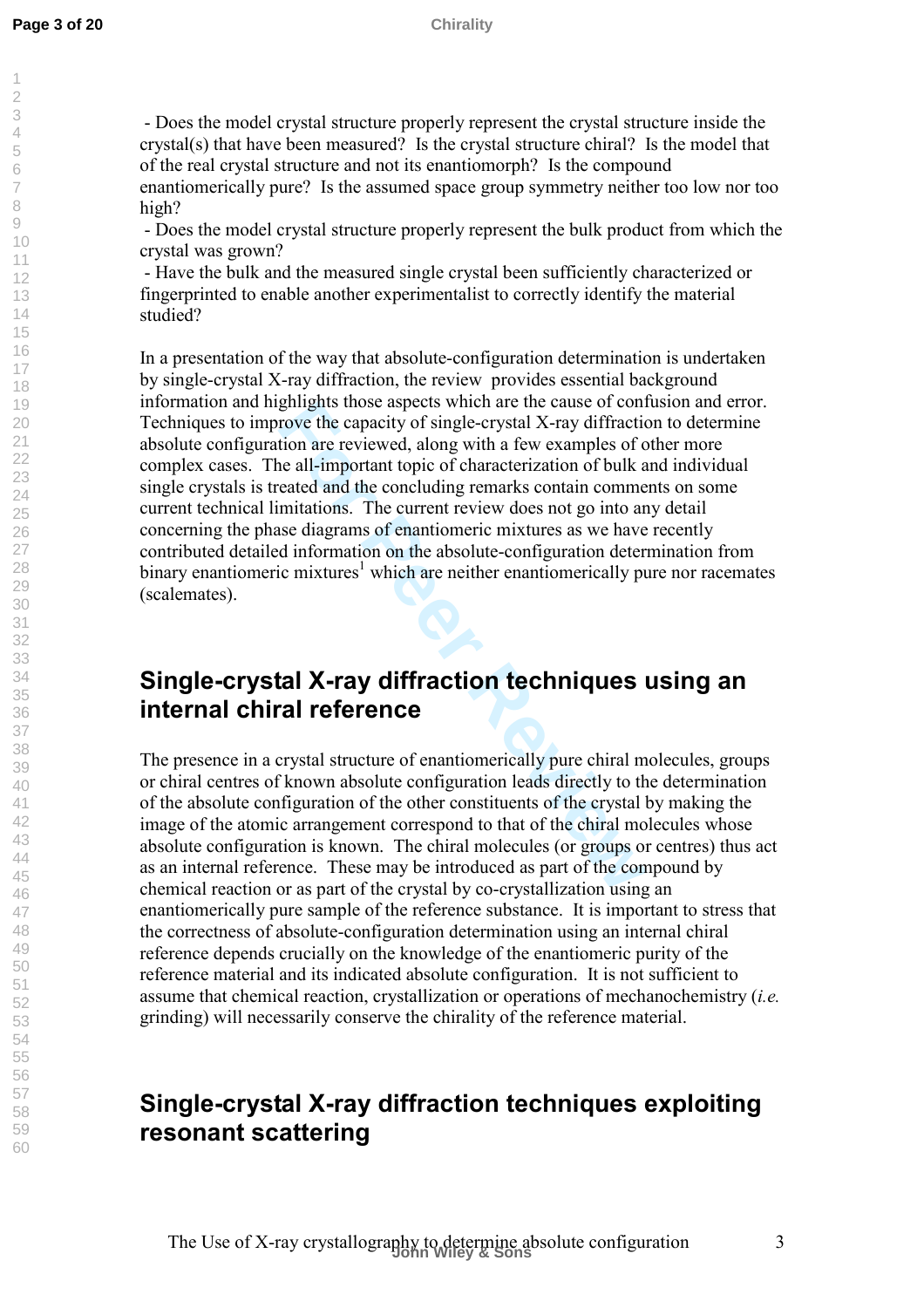- Does the model crystal structure properly represent the crystal structure inside the crystal(s) that have been measured? Is the crystal structure chiral? Is the model that of the real crystal structure and not its enantiomorph? Is the compound enantiomerically pure? Is the assumed space group symmetry neither too low nor too high?
- Does the model crystal structure properly represent the bulk product from which the crystal was grown?
- Have the bulk and the measured single crystal been sufficiently characterized or fingerprinted to enable another experimentalist to correctly identify the material studied?

In a presentation of the way that absolute-configuration determination is undertaken by single-crystal X-ray diffraction, the review provides essential background information and highlights those aspects which are the cause of confusion and error. Techniques to improve the capacity of single-crystal X-ray diffraction to determine absolute configuration are reviewed, along with a few examples of other more complex cases. The all-important topic of characterization of bulk and individual single crystals is treated and the concluding remarks contain comments on some current technical limitations. The current review does not go into any detail concerning the phase diagrams of enantiomeric mixtures as we have recently contributed detailed information on the absolute-configuration determination from binary enantiomeric mixtures[1] which are neither enantiomerically pure nor racemates (scalemates).

## Single-crystal X-ray diffraction techniques using an internal chiral reference

The presence in a crystal structure of enantiomerically pure chiral molecules, groups or chiral centres of known absolute configuration leads directly to the determination of the absolute configuration of the other constituents of the crystal by making the image of the atomic arrangement correspond to that of the chiral molecules whose absolute configuration is known. The chiral molecules (or groups or centres) thus act as an internal reference. These may be introduced as part of the compound by chemical reaction or as part of the crystal by co-crystallization using an enantiomerically pure sample of the reference substance. It is important to stress that the correctness of absolute-configuration determination using an internal chiral reference depends crucially on the knowledge of the enantiomeric purity of the reference material and its indicated absolute configuration. It is not sufficient to assume that chemical reaction, crystallization or operations of mechanochemistry (*i.e.* grinding) will necessarily conserve the chirality of the reference material.

## Single-crystal X-ray diffraction techniques exploiting resonant scattering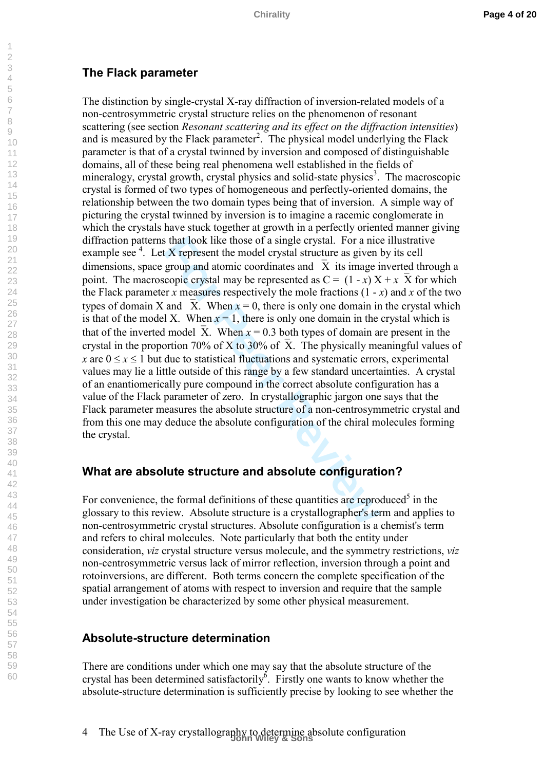## The Flack parameter

The distinction by single-crystal X-ray diffraction of inversion-related models of a non-centrosymmetric crystal structure relies on the phenomenon of resonant scattering (see section *Resonant scattering and its effect on the diffraction intensities*) and is measured by the Flack parameter[2]. The physical model underlying the Flack parameter is that of a crystal twinned by inversion and composed of distinguishable domains, all of these being real phenomena well established in the fields of mineralogy, crystal growth, crystal physics and solid-state physics[3]. The macroscopic crystal is formed of two types of homogeneous and perfectly-oriented domains, the relationship between the two domain types being that of inversion. A simple way of picturing the crystal twinned by inversion is to imagine a racemic conglomerate in which the crystals have stuck together at growth in a perfectly oriented manner giving diffraction patterns that look like those of a single crystal. For a nice illustrative example see [4]. Let X represent the model crystal structure as given by its cell dimensions, space group and atomic coordinates and $\bar{X}$ its image inverted through a point. The macroscopic crystal may be represented as $C = (1 - x)\, X + x\, \bar{X}$ for which the Flack parameter $x$ measures respectively the mole fractions $(1 - x)$ and $x$ of the two types of domain X and $\bar{X}$. When $x = 0$, there is only one domain in the crystal which is that of the model X. When $x = 1$, there is only one domain in the crystal which is that of the inverted model $\bar{X}$. When $x = 0.3$ both types of domain are present in the crystal in the proportion 70% of X to 30% of $\bar{X}$. The physically meaningful values of $x$ are $0 \le x \le 1$ but due to statistical fluctuations and systematic errors, experimental values may lie a little outside of this range by a few standard uncertainties. A crystal of an enantiomerically pure compound in the correct absolute configuration has a value of the Flack parameter of zero. In crystallographic jargon one says that the Flack parameter measures the absolute structure of a non-centrosymmetric crystal and from this one may deduce the absolute configuration of the chiral molecules forming the crystal.

## What are absolute structure and absolute configuration?

For convenience, the formal definitions of these quantities are reproduced[5] in the glossary to this review. Absolute structure is a crystallographer's term and applies to non-centrosymmetric crystal structures. Absolute configuration is a chemist's term and refers to chiral molecules. Note particularly that both the entity under consideration, *viz* crystal structure versus molecule, and the symmetry restrictions, *viz* non-centrosymmetric versus lack of mirror reflection, inversion through a point and rotoinversions, are different. Both terms concern the complete specification of the spatial arrangement of atoms with respect to inversion and require that the sample under investigation be characterized by some other physical measurement.

## Absolute-structure determination

There are conditions under which one may say that the absolute structure of the crystal has been determined satisfactorily[6]. Firstly one wants to know whether the absolute-structure determination is sufficiently precise by looking to see whether the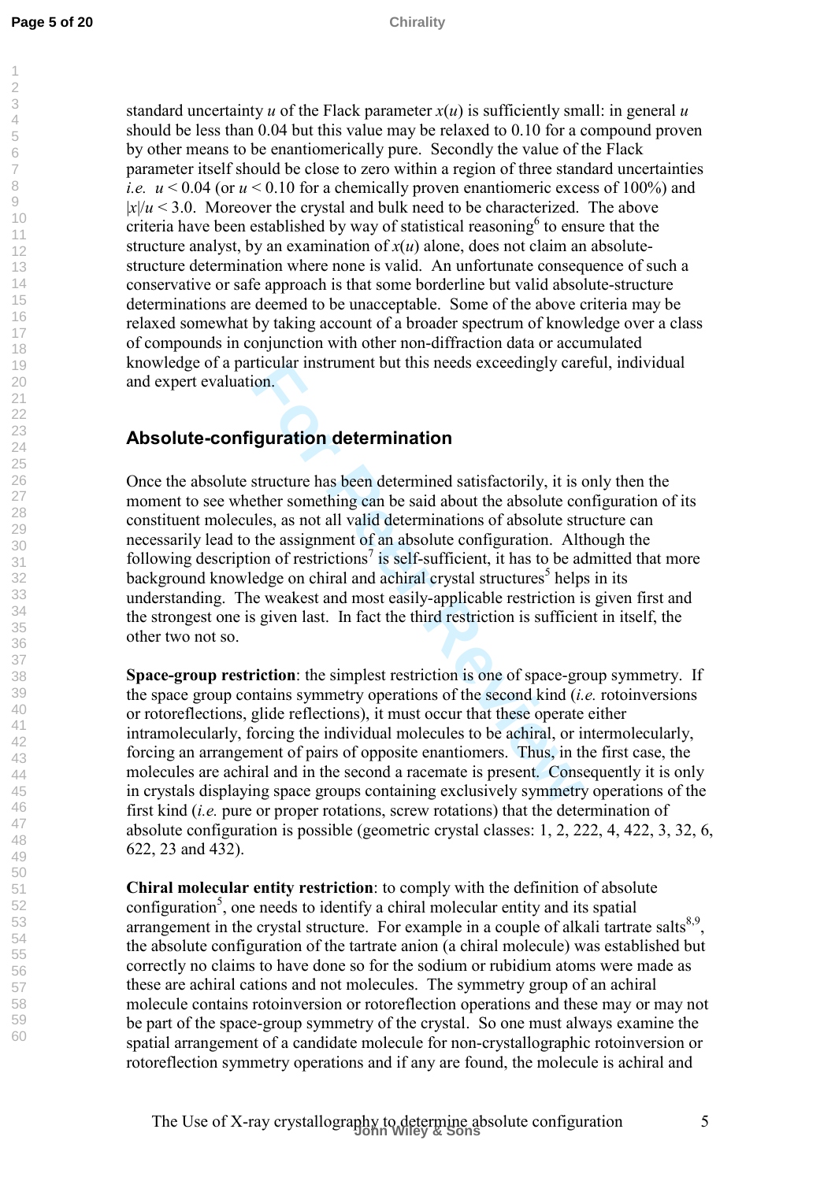standard uncertainty *u* of the Flack parameter $x(u)$ is sufficiently small: in general *u* should be less than 0.04 but this value may be relaxed to 0.10 for a compound proven by other means to be enantiomerically pure. Secondly the value of the Flack parameter itself should be close to zero within a region of three standard uncertainties *i.e.* $u < 0.04$ (or $u < 0.10$ for a chemically proven enantiomeric excess of 100%) and $|x|/u < 3.0$. Moreover the crystal and bulk need to be characterized. The above criteria have been established by way of statistical reasoning[6] to ensure that the structure analyst, by an examination of $x(u)$ alone, does not claim an absolute-structure determination where none is valid. An unfortunate consequence of such a conservative or safe approach is that some borderline but valid absolute-structure determinations are deemed to be unacceptable. Some of the above criteria may be relaxed somewhat by taking account of a broader spectrum of knowledge over a class of compounds in conjunction with other non-diffraction data or accumulated knowledge of a particular instrument but this needs exceedingly careful, individual and expert evaluation.

## Absolute-configuration determination

Once the absolute structure has been determined satisfactorily, it is only then the moment to see whether something can be said about the absolute configuration of its constituent molecules, as not all valid determinations of absolute structure can necessarily lead to the assignment of an absolute configuration. Although the following description of restrictions[7] is self-sufficient, it has to be admitted that more background knowledge on chiral and achiral crystal structures[5] helps in its understanding. The weakest and most easily-applicable restriction is given first and the strongest one is given last. In fact the third restriction is sufficient in itself, the other two not so.

**Space-group restriction**: the simplest restriction is one of space-group symmetry. If the space group contains symmetry operations of the second kind (*i.e.* rotoinversions or rotoreflections, glide reflections), it must occur that these operate either intramolecularly, forcing the individual molecules to be achiral, or intermolecularly, forcing an arrangement of pairs of opposite enantiomers. Thus, in the first case, the molecules are achiral and in the second a racemate is present. Consequently it is only in crystals displaying space groups containing exclusively symmetry operations of the first kind (*i.e.* pure or proper rotations, screw rotations) that the determination of absolute configuration is possible (geometric crystal classes: 1, 2, 222, 4, 422, 3, 32, 6, 622, 23 and 432).

**Chiral molecular entity restriction**: to comply with the definition of absolute configuration[5], one needs to identify a chiral molecular entity and its spatial arrangement in the crystal structure. For example in a couple of alkali tartrate salts[8,9], the absolute configuration of the tartrate anion (a chiral molecule) was established but correctly no claims to have done so for the sodium or rubidium atoms were made as these are achiral cations and not molecules. The symmetry group of an achiral molecule contains rotoinversion or rotoreflection operations and these may or may not be part of the space-group symmetry of the crystal. So one must always examine the spatial arrangement of a candidate molecule for non-crystallographic rotoinversion or rotoreflection symmetry operations and if any are found, the molecule is achiral and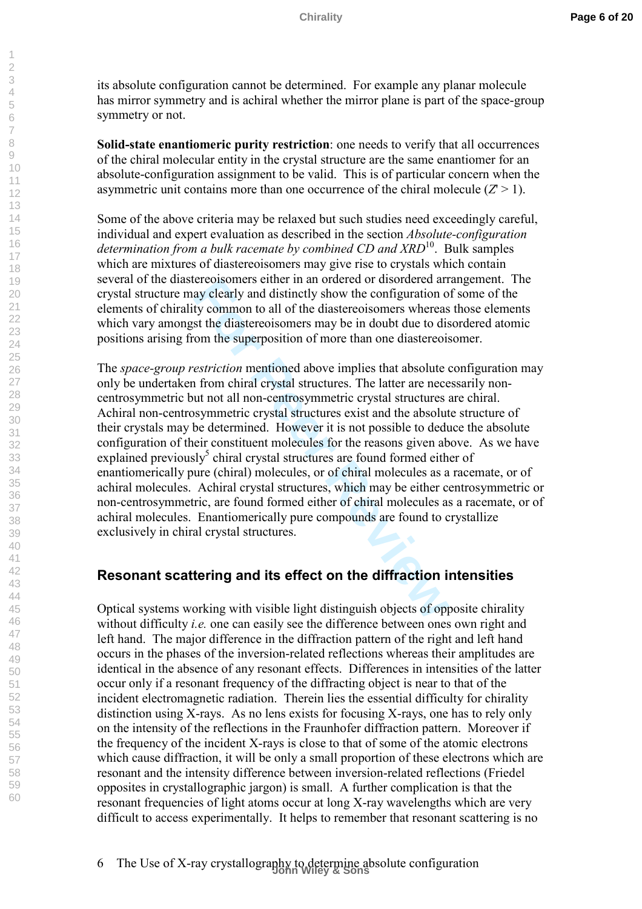its absolute configuration cannot be determined. For example any planar molecule has mirror symmetry and is achiral whether the mirror plane is part of the space-group symmetry or not.

**Solid-state enantiomeric purity restriction**: one needs to verify that all occurrences of the chiral molecular entity in the crystal structure are the same enantiomer for an absolute-configuration assignment to be valid. This is of particular concern when the asymmetric unit contains more than one occurrence of the chiral molecule ($Z' > 1$).

Some of the above criteria may be relaxed but such studies need exceedingly careful, individual and expert evaluation as described in the section *Absolute-configuration determination from a bulk racemate by combined CD and XRD*[10]. Bulk samples which are mixtures of diastereoisomers may give rise to crystals which contain several of the diastereoisomers either in an ordered or disordered arrangement. The crystal structure may clearly and distinctly show the configuration of some of the elements of chirality common to all of the diastereoisomers whereas those elements which vary amongst the diastereoisomers may be in doubt due to disordered atomic positions arising from the superposition of more than one diastereoisomer.

The *space-group restriction* mentioned above implies that absolute configuration may only be undertaken from chiral crystal structures. The latter are necessarily non-centrosymmetric but not all non-centrosymmetric crystal structures are chiral. Achiral non-centrosymmetric crystal structures exist and the absolute structure of their crystals may be determined. However it is not possible to deduce the absolute configuration of their constituent molecules for the reasons given above. As we have explained previously[5] chiral crystal structures are found formed either of enantiomerically pure (chiral) molecules, or of chiral molecules as a racemate, or of achiral molecules. Achiral crystal structures, which may be either centrosymmetric or non-centrosymmetric, are found formed either of chiral molecules as a racemate, or of achiral molecules. Enantiomerically pure compounds are found to crystallize exclusively in chiral crystal structures.

## Resonant scattering and its effect on the diffraction intensities

Optical systems working with visible light distinguish objects of opposite chirality without difficulty *i.e.* one can easily see the difference between ones own right and left hand. The major difference in the diffraction pattern of the right and left hand occurs in the phases of the inversion-related reflections whereas their amplitudes are identical in the absence of any resonant effects. Differences in intensities of the latter occur only if a resonant frequency of the diffracting object is near to that of the incident electromagnetic radiation. Therein lies the essential difficulty for chirality distinction using X-rays. As no lens exists for focusing X-rays, one has to rely only on the intensity of the reflections in the Fraunhofer diffraction pattern. Moreover if the frequency of the incident X-rays is close to that of some of the atomic electrons which cause diffraction, it will be only a small proportion of these electrons which are resonant and the intensity difference between inversion-related reflections (Friedel opposites in crystallographic jargon) is small. A further complication is that the resonant frequencies of light atoms occur at long X-ray wavelengths which are very difficult to access experimentally. It helps to remember that resonant scattering is no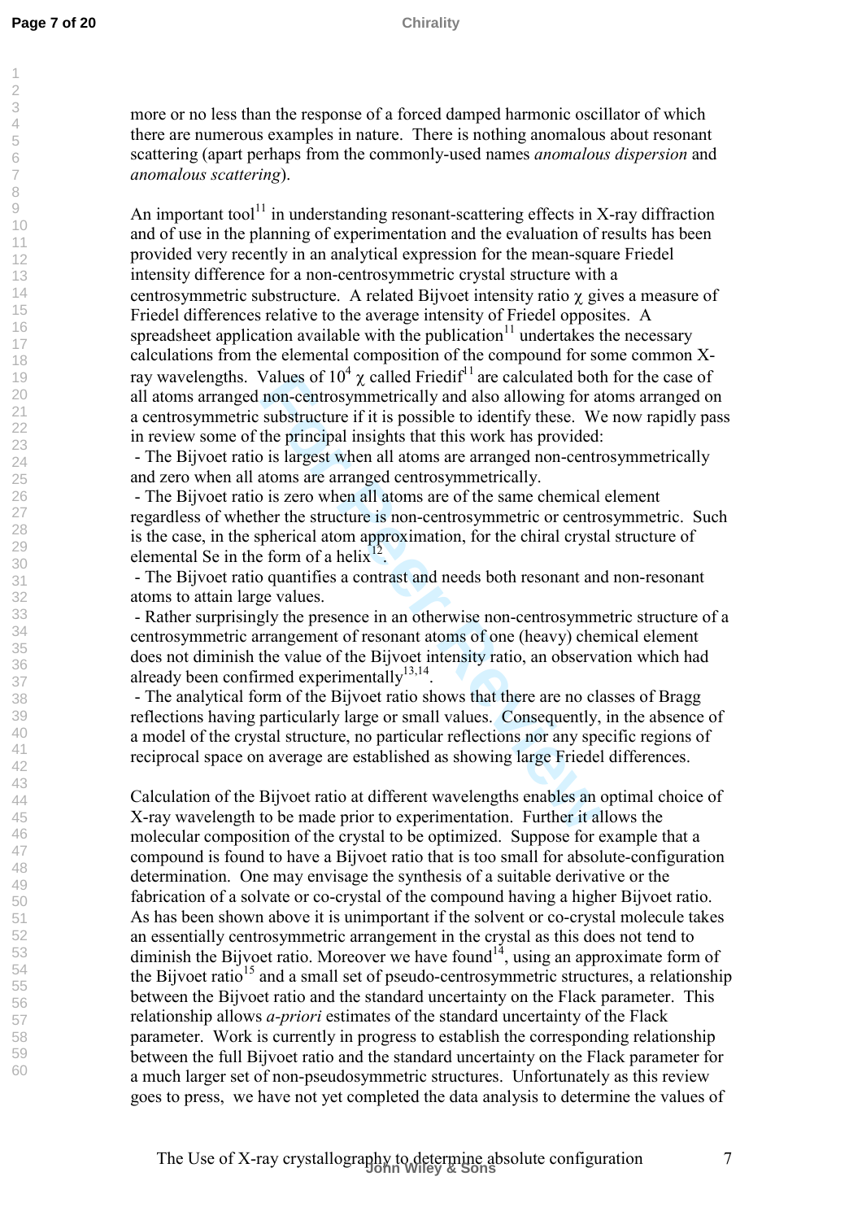more or no less than the response of a forced damped harmonic oscillator of which there are numerous examples in nature. There is nothing anomalous about resonant scattering (apart perhaps from the commonly-used names *anomalous dispersion* and *anomalous scattering*).

An important tool[11] in understanding resonant-scattering effects in X-ray diffraction and of use in the planning of experimentation and the evaluation of results has been provided very recently in an analytical expression for the mean-square Friedel intensity difference for a non-centrosymmetric crystal structure with a centrosymmetric substructure. A related Bijvoet intensity ratio $\chi$ gives a measure of Friedel differences relative to the average intensity of Friedel opposites. A spreadsheet application available with the publication[11] undertakes the necessary calculations from the elemental composition of the compound for some common X-ray wavelengths. Values of $10^4$ $\chi$ called Friedif[11] are calculated both for the case of all atoms arranged non-centrosymmetrically and also allowing for atoms arranged on a centrosymmetric substructure if it is possible to identify these. We now rapidly pass in review some of the principal insights that this work has provided:

- The Bijvoet ratio is largest when all atoms are arranged non-centrosymmetrically and zero when all atoms are arranged centrosymmetrically.
- The Bijvoet ratio is zero when all atoms are of the same chemical element regardless of whether the structure is non-centrosymmetric or centrosymmetric. Such is the case, in the spherical atom approximation, for the chiral crystal structure of elemental Se in the form of a helix[12].
- The Bijvoet ratio quantifies a contrast and needs both resonant and non-resonant atoms to attain large values.
- Rather surprisingly the presence in an otherwise non-centrosymmetric structure of a centrosymmetric arrangement of resonant atoms of one (heavy) chemical element does not diminish the value of the Bijvoet intensity ratio, an observation which had already been confirmed experimentally[13,14].
- The analytical form of the Bijvoet ratio shows that there are no classes of Bragg reflections having particularly large or small values. Consequently, in the absence of a model of the crystal structure, no particular reflections nor any specific regions of reciprocal space on average are established as showing large Friedel differences.

Calculation of the Bijvoet ratio at different wavelengths enables an optimal choice of X-ray wavelength to be made prior to experimentation. Further it allows the molecular composition of the crystal to be optimized. Suppose for example that a compound is found to have a Bijvoet ratio that is too small for absolute-configuration determination. One may envisage the synthesis of a suitable derivative or the fabrication of a solvate or co-crystal of the compound having a higher Bijvoet ratio. As has been shown above it is unimportant if the solvent or co-crystal molecule takes an essentially centrosymmetric arrangement in the crystal as this does not tend to diminish the Bijvoet ratio. Moreover we have found[14], using an approximate form of the Bijvoet ratio[15] and a small set of pseudo-centrosymmetric structures, a relationship between the Bijvoet ratio and the standard uncertainty on the Flack parameter. This relationship allows *a-priori* estimates of the standard uncertainty of the Flack parameter. Work is currently in progress to establish the corresponding relationship between the full Bijvoet ratio and the standard uncertainty on the Flack parameter for a much larger set of non-pseudosymmetric structures. Unfortunately as this review goes to press, we have not yet completed the data analysis to determine the values of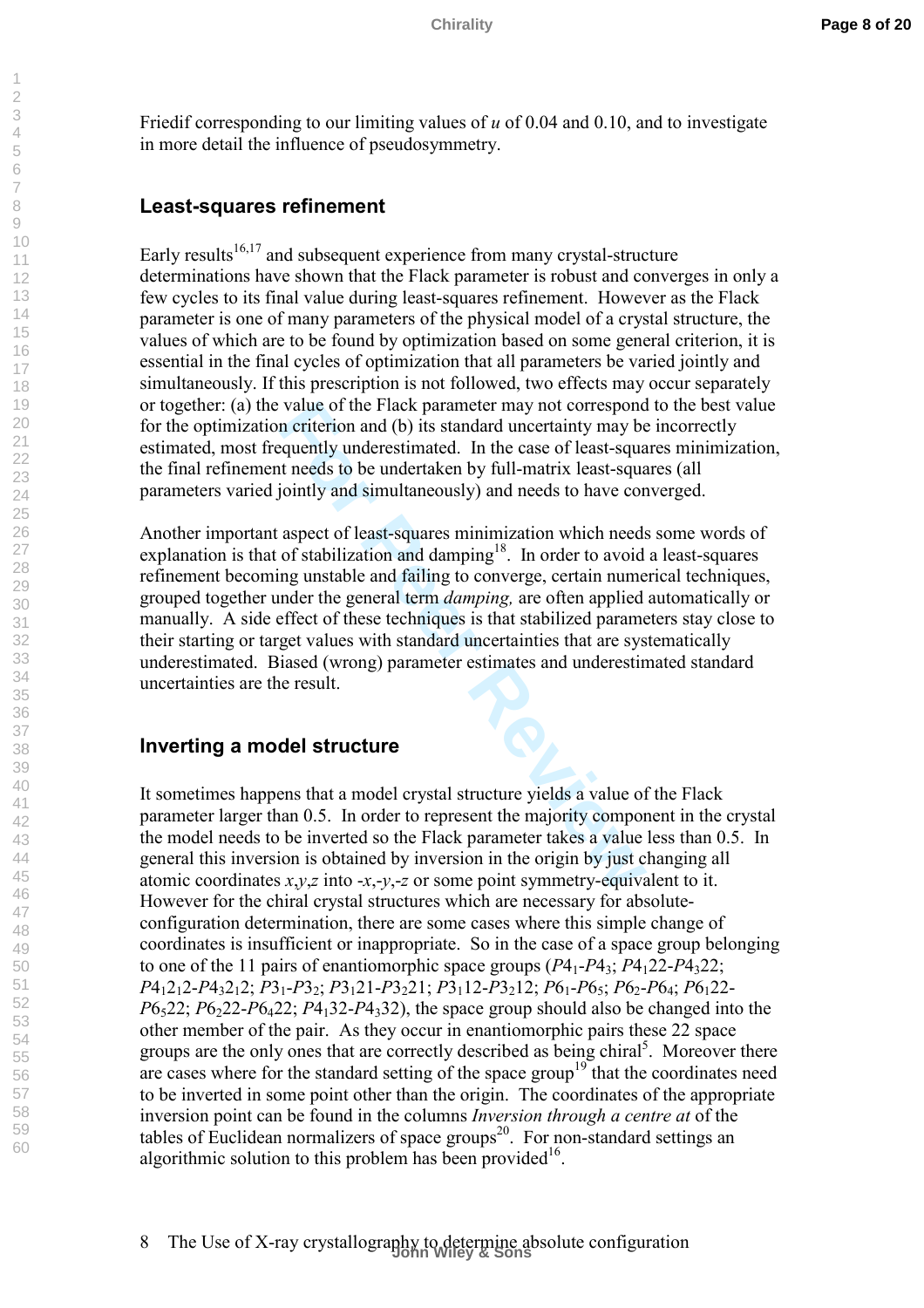Friedif corresponding to our limiting values of $u$ of 0.04 and 0.10, and to investigate in more detail the influence of pseudosymmetry.

## Least-squares refinement

Early results[16,17] and subsequent experience from many crystal-structure determinations have shown that the Flack parameter is robust and converges in only a few cycles to its final value during least-squares refinement. However as the Flack parameter is one of many parameters of the physical model of a crystal structure, the values of which are to be found by optimization based on some general criterion, it is essential in the final cycles of optimization that all parameters be varied jointly and simultaneously. If this prescription is not followed, two effects may occur separately or together: (a) the value of the Flack parameter may not correspond to the best value for the optimization criterion and (b) its standard uncertainty may be incorrectly estimated, most frequently underestimated. In the case of least-squares minimization, the final refinement needs to be undertaken by full-matrix least-squares (all parameters varied jointly and simultaneously) and needs to have converged.

Another important aspect of least-squares minimization which needs some words of explanation is that of stabilization and damping[18]. In order to avoid a least-squares refinement becoming unstable and failing to converge, certain numerical techniques, grouped together under the general term *damping,* are often applied automatically or manually. A side effect of these techniques is that stabilized parameters stay close to their starting or target values with standard uncertainties that are systematically underestimated. Biased (wrong) parameter estimates and underestimated standard uncertainties are the result.

## Inverting a model structure

It sometimes happens that a model crystal structure yields a value of the Flack parameter larger than 0.5. In order to represent the majority component in the crystal the model needs to be inverted so the Flack parameter takes a value less than 0.5. In general this inversion is obtained by inversion in the origin by just changing all atomic coordinates $x,y,z$ into $-x,-y,-z$ or some point symmetry-equivalent to it. However for the chiral crystal structures which are necessary for absolute-configuration determination, there are some cases where this simple change of coordinates is insufficient or inappropriate. So in the case of a space group belonging to one of the 11 pairs of enantiomorphic space groups ($P4_1$-$P4_3$; $P4_122$-$P4_322$; $P4_12_12$-$P4_32_12$; $P3_1$-$P3_2$; $P3_121$-$P3_221$; $P3_112$-$P3_212$; $P6_1$-$P6_5$; $P6_2$-$P6_4$; $P6_122$-$P6_522$; $P6_222$-$P6_422$; $P4_132$-$P4_332$), the space group should also be changed into the other member of the pair. As they occur in enantiomorphic pairs these 22 space groups are the only ones that are correctly described as being chiral[5]. Moreover there are cases where for the standard setting of the space group[19] that the coordinates need to be inverted in some point other than the origin. The coordinates of the appropriate inversion point can be found in the columns *Inversion through a centre at* of the tables of Euclidean normalizers of space groups[20]. For non-standard settings an algorithmic solution to this problem has been provided[16].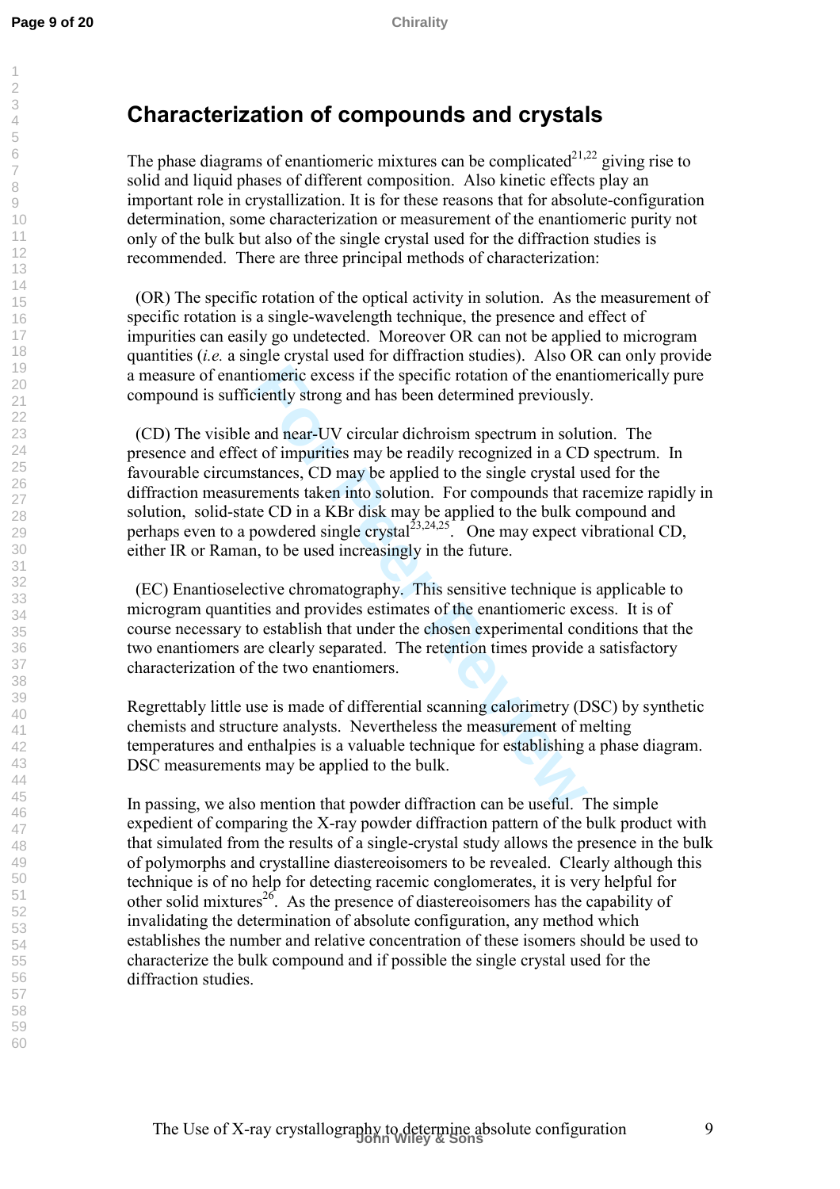## Characterization of compounds and crystals

The phase diagrams of enantiomeric mixtures can be complicated[21,22] giving rise to solid and liquid phases of different composition. Also kinetic effects play an important role in crystallization. It is for these reasons that for absolute-configuration determination, some characterization or measurement of the enantiomeric purity not only of the bulk but also of the single crystal used for the diffraction studies is recommended. There are three principal methods of characterization:

(OR) The specific rotation of the optical activity in solution. As the measurement of specific rotation is a single-wavelength technique, the presence and effect of impurities can easily go undetected. Moreover OR can not be applied to microgram quantities (*i.e.* a single crystal used for diffraction studies). Also OR can only provide a measure of enantiomeric excess if the specific rotation of the enantiomerically pure compound is sufficiently strong and has been determined previously.

(CD) The visible and near-UV circular dichroism spectrum in solution. The presence and effect of impurities may be readily recognized in a CD spectrum. In favourable circumstances, CD may be applied to the single crystal used for the diffraction measurements taken into solution. For compounds that racemize rapidly in solution, solid-state CD in a KBr disk may be applied to the bulk compound and perhaps even to a powdered single crystal[23,24,25]. One may expect vibrational CD, either IR or Raman, to be used increasingly in the future.

(EC) Enantioselective chromatography. This sensitive technique is applicable to microgram quantities and provides estimates of the enantiomeric excess. It is of course necessary to establish that under the chosen experimental conditions that the two enantiomers are clearly separated. The retention times provide a satisfactory characterization of the two enantiomers.

Regrettably little use is made of differential scanning calorimetry (DSC) by synthetic chemists and structure analysts. Nevertheless the measurement of melting temperatures and enthalpies is a valuable technique for establishing a phase diagram. DSC measurements may be applied to the bulk.

In passing, we also mention that powder diffraction can be useful. The simple expedient of comparing the X-ray powder diffraction pattern of the bulk product with that simulated from the results of a single-crystal study allows the presence in the bulk of polymorphs and crystalline diastereoisomers to be revealed. Clearly although this technique is of no help for detecting racemic conglomerates, it is very helpful for other solid mixtures[26]. As the presence of diastereoisomers has the capability of invalidating the determination of absolute configuration, any method which establishes the number and relative concentration of these isomers should be used to characterize the bulk compound and if possible the single crystal used for the diffraction studies.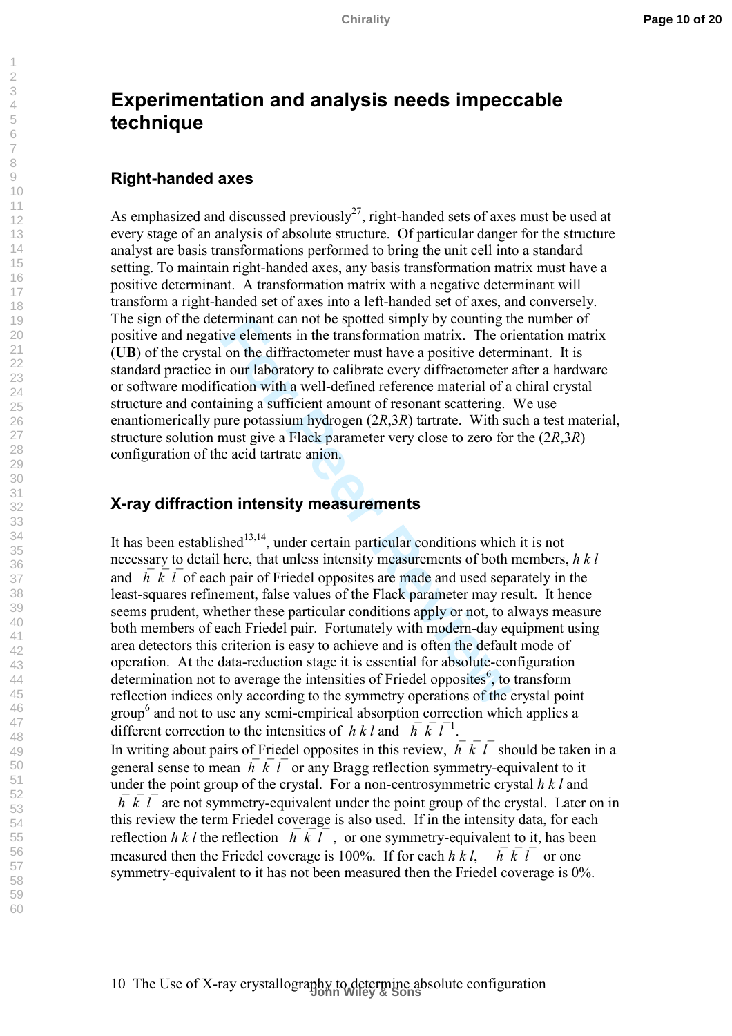## Experimentation and analysis needs impeccable technique

### Right-handed axes

As emphasized and discussed previously[27], right-handed sets of axes must be used at every stage of an analysis of absolute structure. Of particular danger for the structure analyst are basis transformations performed to bring the unit cell into a standard setting. To maintain right-handed axes, any basis transformation matrix must have a positive determinant. A transformation matrix with a negative determinant will transform a right-handed set of axes into a left-handed set of axes, and conversely. The sign of the determinant can not be spotted simply by counting the number of positive and negative elements in the transformation matrix. The orientation matrix (**UB**) of the crystal on the diffractometer must have a positive determinant. It is standard practice in our laboratory to calibrate every diffractometer after a hardware or software modification with a well-defined reference material of a chiral crystal structure and containing a sufficient amount of resonant scattering. We use enantiomerically pure potassium hydrogen (2*R*,3*R*) tartrate. With such a test material, structure solution must give a Flack parameter very close to zero for the (2*R*,3*R*) configuration of the acid tartrate anion.

### X-ray diffraction intensity measurements

It has been established[13,14], under certain particular conditions which it is not necessary to detail here, that unless intensity measurements of both members, $h\,k\,l$ and $\bar{h}\,\bar{k}\,\bar{l}$ of each pair of Friedel opposites are made and used separately in the least-squares refinement, false values of the Flack parameter may result. It hence seems prudent, whether these particular conditions apply or not, to always measure both members of each Friedel pair. Fortunately with modern-day equipment using area detectors this criterion is easy to achieve and is often the default mode of operation. At the data-reduction stage it is essential for absolute-configuration determination not to average the intensities of Friedel opposites[6], to transform reflection indices only according to the symmetry operations of the crystal point group[6] and not to use any semi-empirical absorption correction which applies a different correction to the intensities of $h\,k\,l$ and $\bar{h}\,\bar{k}\,\bar{l}$[1].

In writing about pairs of Friedel opposites in this review, $\bar{h}\,\bar{k}\,\bar{l}$ should be taken in a general sense to mean $\bar{h}\,\bar{k}\,\bar{l}$ or any Bragg reflection symmetry-equivalent to it under the point group of the crystal. For a non-centrosymmetric crystal $h\,k\,l$ and $\bar{h}\,\bar{k}\,\bar{l}$ are not symmetry-equivalent under the point group of the crystal. Later on in this review the term Friedel coverage is also used. If in the intensity data, for each reflection $h\,k\,l$ the reflection $\bar{h}\,\bar{k}\,\bar{l}$, or one symmetry-equivalent to it, has been measured then the Friedel coverage is 100%. If for each $h\,k\,l$, $\bar{h}\,\bar{k}\,\bar{l}$ or one symmetry-equivalent to it has not been measured then the Friedel coverage is 0%.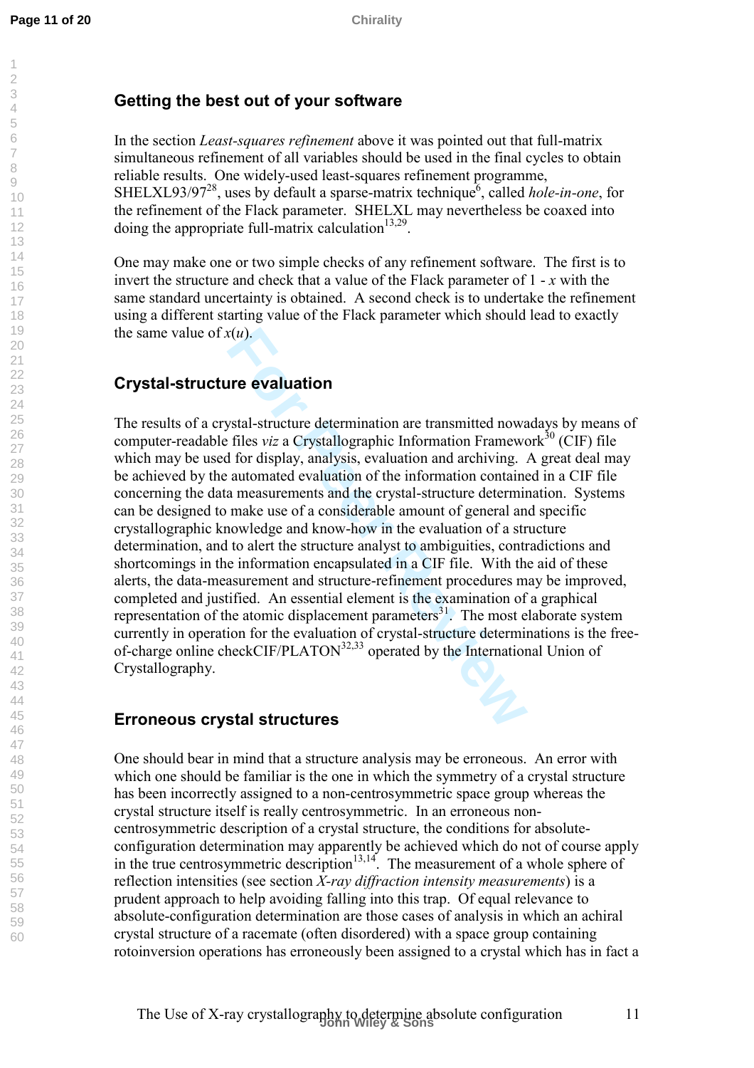## Getting the best out of your software

In the section *Least-squares refinement* above it was pointed out that full-matrix simultaneous refinement of all variables should be used in the final cycles to obtain reliable results. One widely-used least-squares refinement programme, SHELXL93/97[28], uses by default a sparse-matrix technique[6], called *hole-in-one*, for the refinement of the Flack parameter. SHELXL may nevertheless be coaxed into doing the appropriate full-matrix calculation[13,29].

One may make one or two simple checks of any refinement software. The first is to invert the structure and check that a value of the Flack parameter of 1 - $x$ with the same standard uncertainty is obtained. A second check is to undertake the refinement using a different starting value of the Flack parameter which should lead to exactly the same value of $x(u)$.

## Crystal-structure evaluation

The results of a crystal-structure determination are transmitted nowadays by means of computer-readable files *viz* a Crystallographic Information Framework[30] (CIF) file which may be used for display, analysis, evaluation and archiving. A great deal may be achieved by the automated evaluation of the information contained in a CIF file concerning the data measurements and the crystal-structure determination. Systems can be designed to make use of a considerable amount of general and specific crystallographic knowledge and know-how in the evaluation of a structure determination, and to alert the structure analyst to ambiguities, contradictions and shortcomings in the information encapsulated in a CIF file. With the aid of these alerts, the data-measurement and structure-refinement procedures may be improved, completed and justified. An essential element is the examination of a graphical representation of the atomic displacement parameters[31]. The most elaborate system currently in operation for the evaluation of crystal-structure determinations is the free-of-charge online checkCIF/PLATON[32,33] operated by the International Union of Crystallography.

## Erroneous crystal structures

One should bear in mind that a structure analysis may be erroneous. An error with which one should be familiar is the one in which the symmetry of a crystal structure has been incorrectly assigned to a non-centrosymmetric space group whereas the crystal structure itself is really centrosymmetric. In an erroneous non-centrosymmetric description of a crystal structure, the conditions for absolute-configuration determination may apparently be achieved which do not of course apply in the true centrosymmetric description[13,14]. The measurement of a whole sphere of reflection intensities (see section *X-ray diffraction intensity measurements*) is a prudent approach to help avoiding falling into this trap. Of equal relevance to absolute-configuration determination are those cases of analysis in which an achiral crystal structure of a racemate (often disordered) with a space group containing rotoinversion operations has erroneously been assigned to a crystal which has in fact a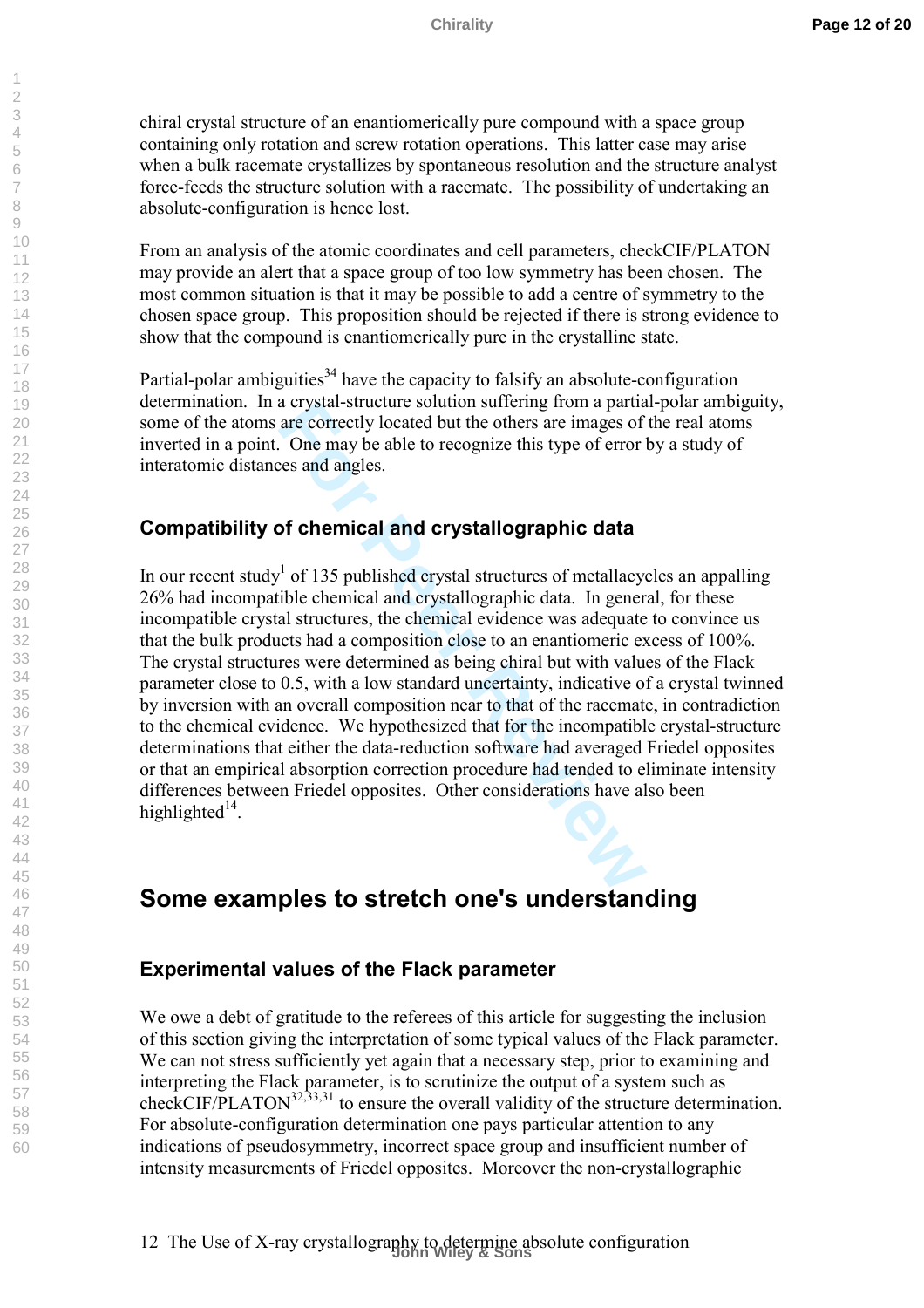chiral crystal structure of an enantiomerically pure compound with a space group containing only rotation and screw rotation operations. This latter case may arise when a bulk racemate crystallizes by spontaneous resolution and the structure analyst force-feeds the structure solution with a racemate. The possibility of undertaking an absolute-configuration is hence lost.

From an analysis of the atomic coordinates and cell parameters, checkCIF/PLATON may provide an alert that a space group of too low symmetry has been chosen. The most common situation is that it may be possible to add a centre of symmetry to the chosen space group. This proposition should be rejected if there is strong evidence to show that the compound is enantiomerically pure in the crystalline state.

Partial-polar ambiguities[34] have the capacity to falsify an absolute-configuration determination. In a crystal-structure solution suffering from a partial-polar ambiguity, some of the atoms are correctly located but the others are images of the real atoms inverted in a point. One may be able to recognize this type of error by a study of interatomic distances and angles.

### Compatibility of chemical and crystallographic data

In our recent study[1] of 135 published crystal structures of metallacycles an appalling 26% had incompatible chemical and crystallographic data. In general, for these incompatible crystal structures, the chemical evidence was adequate to convince us that the bulk products had a composition close to an enantiomeric excess of 100%. The crystal structures were determined as being chiral but with values of the Flack parameter close to 0.5, with a low standard uncertainty, indicative of a crystal twinned by inversion with an overall composition near to that of the racemate, in contradiction to the chemical evidence. We hypothesized that for the incompatible crystal-structure determinations that either the data-reduction software had averaged Friedel opposites or that an empirical absorption correction procedure had tended to eliminate intensity differences between Friedel opposites. Other considerations have also been highlighted[14].

## Some examples to stretch one's understanding

### Experimental values of the Flack parameter

We owe a debt of gratitude to the referees of this article for suggesting the inclusion of this section giving the interpretation of some typical values of the Flack parameter. We can not stress sufficiently yet again that a necessary step, prior to examining and interpreting the Flack parameter, is to scrutinize the output of a system such as checkCIF/PLATON[32,33,31] to ensure the overall validity of the structure determination. For absolute-configuration determination one pays particular attention to any indications of pseudosymmetry, incorrect space group and insufficient number of intensity measurements of Friedel opposites. Moreover the non-crystallographic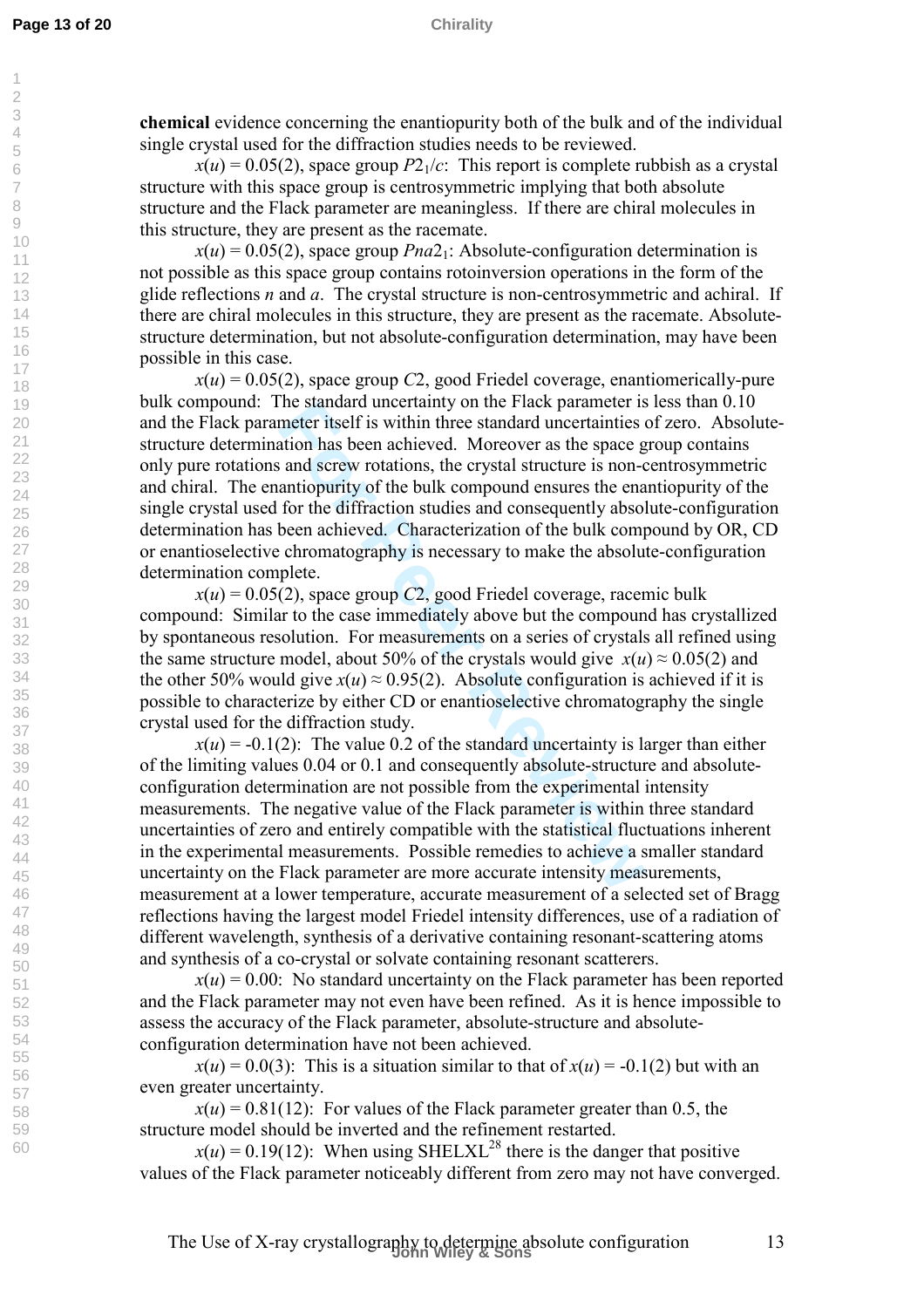**chemical** evidence concerning the enantiopurity both of the bulk and of the individual single crystal used for the diffraction studies needs to be reviewed.

$x(u) = 0.05(2)$, space group $P2_1/c$: This report is complete rubbish as a crystal structure with this space group is centrosymmetric implying that both absolute structure and the Flack parameter are meaningless. If there are chiral molecules in this structure, they are present as the racemate.

$x(u) = 0.05(2)$, space group $Pna2_1$: Absolute-configuration determination is not possible as this space group contains rotoinversion operations in the form of the glide reflections *n* and *a*. The crystal structure is non-centrosymmetric and achiral. If there are chiral molecules in this structure, they are present as the racemate. Absolute-structure determination, but not absolute-configuration determination, may have been possible in this case.

$x(u) = 0.05(2)$, space group $C2$, good Friedel coverage, enantiomerically-pure bulk compound: The standard uncertainty on the Flack parameter is less than 0.10 and the Flack parameter itself is within three standard uncertainties of zero. Absolute-structure determination has been achieved. Moreover as the space group contains only pure rotations and screw rotations, the crystal structure is non-centrosymmetric and chiral. The enantiopurity of the bulk compound ensures the enantiopurity of the single crystal used for the diffraction studies and consequently absolute-configuration determination has been achieved. Characterization of the bulk compound by OR, CD or enantioselective chromatography is necessary to make the absolute-configuration determination complete.

$x(u) = 0.05(2)$, space group $C2$, good Friedel coverage, racemic bulk compound: Similar to the case immediately above but the compound has crystallized by spontaneous resolution. For measurements on a series of crystals all refined using the same structure model, about 50% of the crystals would give $x(u) \approx 0.05(2)$ and the other 50% would give $x(u) \approx 0.95(2)$. Absolute configuration is achieved if it is possible to characterize by either CD or enantioselective chromatography the single crystal used for the diffraction study.

$x(u) = -0.1(2)$: The value 0.2 of the standard uncertainty is larger than either of the limiting values 0.04 or 0.1 and consequently absolute-structure and absolute-configuration determination are not possible from the experimental intensity measurements. The negative value of the Flack parameter is within three standard uncertainties of zero and entirely compatible with the statistical fluctuations inherent in the experimental measurements. Possible remedies to achieve a smaller standard uncertainty on the Flack parameter are more accurate intensity measurements, measurement at a lower temperature, accurate measurement of a selected set of Bragg reflections having the largest model Friedel intensity differences, use of a radiation of different wavelength, synthesis of a derivative containing resonant-scattering atoms and synthesis of a co-crystal or solvate containing resonant scatterers.

$x(u) = 0.00$: No standard uncertainty on the Flack parameter has been reported and the Flack parameter may not even have been refined. As it is hence impossible to assess the accuracy of the Flack parameter, absolute-structure and absolute-configuration determination have not been achieved.

$x(u) = 0.0(3)$: This is a situation similar to that of $x(u) = -0.1(2)$ but with an even greater uncertainty.

$x(u) = 0.81(12)$: For values of the Flack parameter greater than 0.5, the structure model should be inverted and the refinement restarted.

$x(u) = 0.19(12)$: When using SHELXL[28] there is the danger that positive values of the Flack parameter noticeably different from zero may not have converged.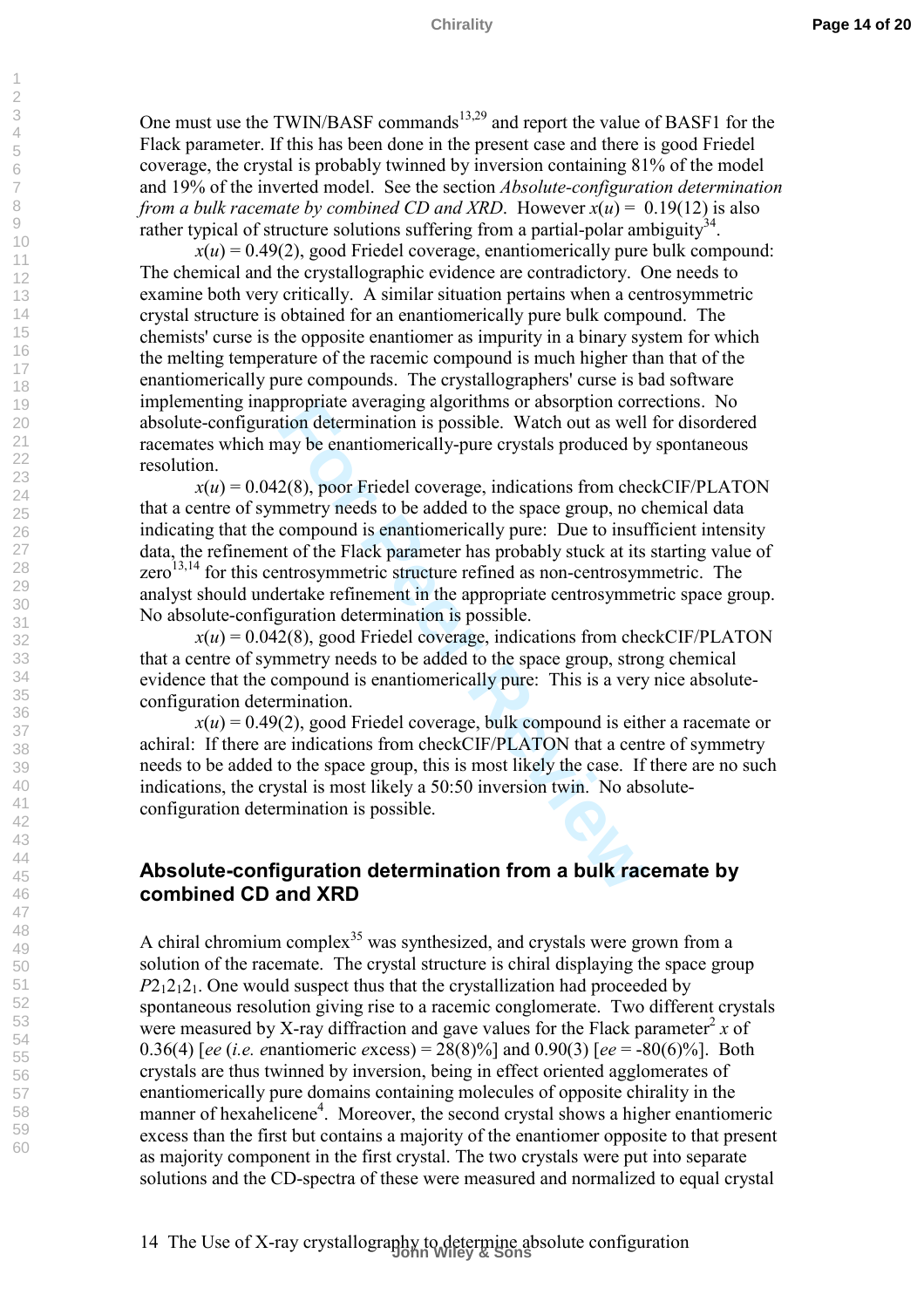One must use the TWIN/BASF commands[13,29] and report the value of BASF1 for the Flack parameter. If this has been done in the present case and there is good Friedel coverage, the crystal is probably twinned by inversion containing 81% of the model and 19% of the inverted model. See the section *Absolute-configuration determination from a bulk racemate by combined CD and XRD*. However $x(u)$ = 0.19(12) is also rather typical of structure solutions suffering from a partial-polar ambiguity[34].

$x(u)$ = 0.49(2), good Friedel coverage, enantiomerically pure bulk compound: The chemical and the crystallographic evidence are contradictory. One needs to examine both very critically. A similar situation pertains when a centrosymmetric crystal structure is obtained for an enantiomerically pure bulk compound. The chemists' curse is the opposite enantiomer as impurity in a binary system for which the melting temperature of the racemic compound is much higher than that of the enantiomerically pure compounds. The crystallographers' curse is bad software implementing inappropriate averaging algorithms or absorption corrections. No absolute-configuration determination is possible. Watch out as well for disordered racemates which may be enantiomerically-pure crystals produced by spontaneous resolution.

$x(u)$ = 0.042(8), poor Friedel coverage, indications from checkCIF/PLATON that a centre of symmetry needs to be added to the space group, no chemical data indicating that the compound is enantiomerically pure: Due to insufficient intensity data, the refinement of the Flack parameter has probably stuck at its starting value of zero[13,14] for this centrosymmetric structure refined as non-centrosymmetric. The analyst should undertake refinement in the appropriate centrosymmetric space group. No absolute-configuration determination is possible.

$x(u)$ = 0.042(8), good Friedel coverage, indications from checkCIF/PLATON that a centre of symmetry needs to be added to the space group, strong chemical evidence that the compound is enantiomerically pure: This is a very nice absolute-configuration determination.

$x(u)$ = 0.49(2), good Friedel coverage, bulk compound is either a racemate or achiral: If there are indications from checkCIF/PLATON that a centre of symmetry needs to be added to the space group, this is most likely the case. If there are no such indications, the crystal is most likely a 50:50 inversion twin. No absolute-configuration determination is possible.

## Absolute-configuration determination from a bulk racemate by combined CD and XRD

A chiral chromium complex[35] was synthesized, and crystals were grown from a solution of the racemate. The crystal structure is chiral displaying the space group $P2_12_12_1$. One would suspect thus that the crystallization had proceeded by spontaneous resolution giving rise to a racemic conglomerate. Two different crystals were measured by X-ray diffraction and gave values for the Flack parameter[2] $x$ of 0.36(4) [*ee* (*i.e.* *e*nantiomeric *e*xcess) = 28(8)%] and 0.90(3) [*ee* = -80(6)%]. Both crystals are thus twinned by inversion, being in effect oriented agglomerates of enantiomerically pure domains containing molecules of opposite chirality in the manner of hexahelicene[4]. Moreover, the second crystal shows a higher enantiomeric excess than the first but contains a majority of the enantiomer opposite to that present as majority component in the first crystal. The two crystals were put into separate solutions and the CD-spectra of these were measured and normalized to equal crystal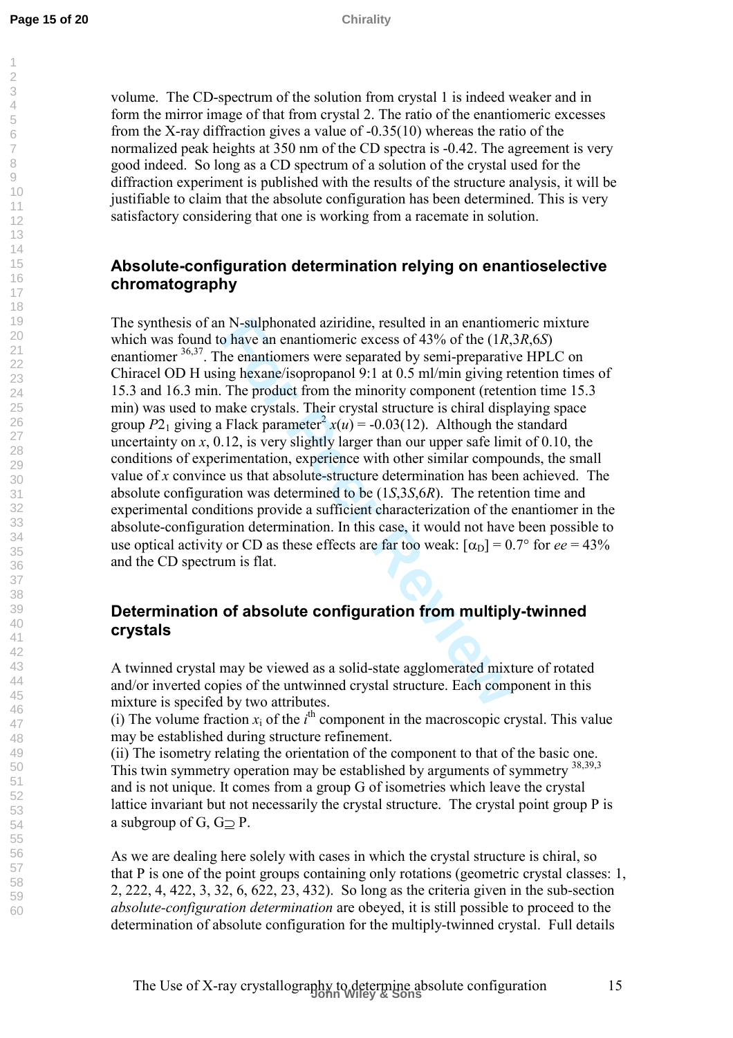volume. The CD-spectrum of the solution from crystal 1 is indeed weaker and in form the mirror image of that from crystal 2. The ratio of the enantiomeric excesses from the X-ray diffraction gives a value of -0.35(10) whereas the ratio of the normalized peak heights at 350 nm of the CD spectra is -0.42. The agreement is very good indeed. So long as a CD spectrum of a solution of the crystal used for the diffraction experiment is published with the results of the structure analysis, it will be justifiable to claim that the absolute configuration has been determined. This is very satisfactory considering that one is working from a racemate in solution.

## Absolute-configuration determination relying on enantioselective chromatography

The synthesis of an N-sulphonated aziridine, resulted in an enantiomeric mixture which was found to have an enantiomeric excess of 43% of the (1*R*,3*R*,6*S*) enantiomer [36,37]. The enantiomers were separated by semi-preparative HPLC on Chiracel OD H using hexane/isopropanol 9:1 at 0.5 ml/min giving retention times of 15.3 and 16.3 min. The product from the minority component (retention time 15.3 min) was used to make crystals. Their crystal structure is chiral displaying space group $P2_1$ giving a Flack parameter[2] $x(u)$ = -0.03(12). Although the standard uncertainty on $x$, 0.12, is very slightly larger than our upper safe limit of 0.10, the conditions of experimentation, experience with other similar compounds, the small value of $x$ convince us that absolute-structure determination has been achieved. The absolute configuration was determined to be (1*S*,3*S*,6*R*). The retention time and experimental conditions provide a sufficient characterization of the enantiomer in the absolute-configuration determination. In this case, it would not have been possible to use optical activity or CD as these effects are far too weak: $[\alpha_D]$ = 0.7° for *ee* = 43% and the CD spectrum is flat.

## Determination of absolute configuration from multiply-twinned crystals

A twinned crystal may be viewed as a solid-state agglomerated mixture of rotated and/or inverted copies of the untwinned crystal structure. Each component in this mixture is specifed by two attributes.

(i) The volume fraction $x_i$ of the $i^{th}$ component in the macroscopic crystal. This value may be established during structure refinement.

(ii) The isometry relating the orientation of the component to that of the basic one. This twin symmetry operation may be established by arguments of symmetry [38,39,3] and is not unique. It comes from a group G of isometries which leave the crystal lattice invariant but not necessarily the crystal structure. The crystal point group P is a subgroup of G, $G \supseteq P$.

As we are dealing here solely with cases in which the crystal structure is chiral, so that P is one of the point groups containing only rotations (geometric crystal classes: 1, 2, 222, 4, 422, 3, 32, 6, 622, 23, 432). So long as the criteria given in the sub-section *absolute-configuration determination* are obeyed, it is still possible to proceed to the determination of absolute configuration for the multiply-twinned crystal. Full details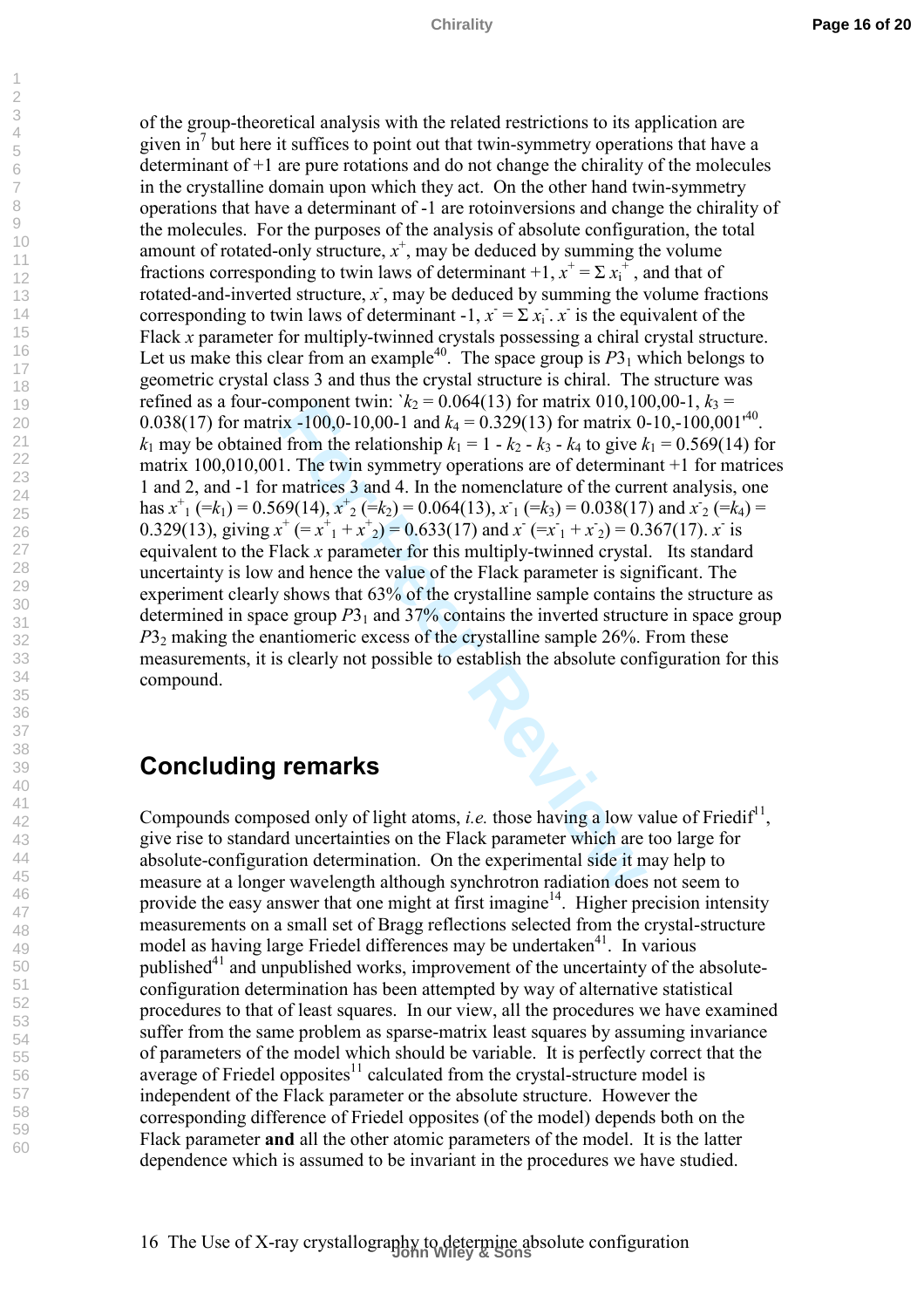of the group-theoretical analysis with the related restrictions to its application are given in[7] but here it suffices to point out that twin-symmetry operations that have a determinant of +1 are pure rotations and do not change the chirality of the molecules in the crystalline domain upon which they act. On the other hand twin-symmetry operations that have a determinant of -1 are rotoinversions and change the chirality of the molecules. For the purposes of the analysis of absolute configuration, the total amount of rotated-only structure, $x^+$, may be deduced by summing the volume fractions corresponding to twin laws of determinant +1, $x^+ = \Sigma\, x_i^+$, and that of rotated-and-inverted structure, $x^-$, may be deduced by summing the volume fractions corresponding to twin laws of determinant -1, $x^- = \Sigma\, x_i^-$. $x^-$ is the equivalent of the Flack *x* parameter for multiply-twinned crystals possessing a chiral crystal structure. Let us make this clear from an example[40]. The space group is $P3_1$ which belongs to geometric crystal class 3 and thus the crystal structure is chiral. The structure was refined as a four-component twin: `$k_2$ = 0.064(13) for matrix 010,100,00-1, $k_3$ = 0.038(17) for matrix -100,0-10,00-1 and $k_4$ = 0.329(13) for matrix 0-10,-100,001'[40]. $k_1$ may be obtained from the relationship $k_1 = 1 - k_2 - k_3 - k_4$ to give $k_1$ = 0.569(14) for matrix 100,010,001. The twin symmetry operations are of determinant +1 for matrices 1 and 2, and -1 for matrices 3 and 4. In the nomenclature of the current analysis, one has $x^+_1$ (=$k_1$) = 0.569(14), $x^+_2$ (=$k_2$) = 0.064(13), $x^-_1$ (=$k_3$) = 0.038(17) and $x^-_2$ (=$k_4$) = 0.329(13), giving $x^+$ (= $x^+_1 + x^+_2$) = 0.633(17) and $x^-$ (=$x^-_1 + x^-_2$) = 0.367(17). $x^-$ is equivalent to the Flack *x* parameter for this multiply-twinned crystal. Its standard uncertainty is low and hence the value of the Flack parameter is significant. The experiment clearly shows that 63% of the crystalline sample contains the structure as determined in space group $P3_1$ and 37% contains the inverted structure in space group $P3_2$ making the enantiomeric excess of the crystalline sample 26%. From these measurements, it is clearly not possible to establish the absolute configuration for this compound.

## Concluding remarks

Compounds composed only of light atoms, *i.e.* those having a low value of Friedif[11], give rise to standard uncertainties on the Flack parameter which are too large for absolute-configuration determination. On the experimental side it may help to measure at a longer wavelength although synchrotron radiation does not seem to provide the easy answer that one might at first imagine[14]. Higher precision intensity measurements on a small set of Bragg reflections selected from the crystal-structure model as having large Friedel differences may be undertaken[41]. In various published[41] and unpublished works, improvement of the uncertainty of the absolute-configuration determination has been attempted by way of alternative statistical procedures to that of least squares. In our view, all the procedures we have examined suffer from the same problem as sparse-matrix least squares by assuming invariance of parameters of the model which should be variable. It is perfectly correct that the average of Friedel opposites[11] calculated from the crystal-structure model is independent of the Flack parameter or the absolute structure. However the corresponding difference of Friedel opposites (of the model) depends both on the Flack parameter **and** all the other atomic parameters of the model. It is the latter dependence which is assumed to be invariant in the procedures we have studied.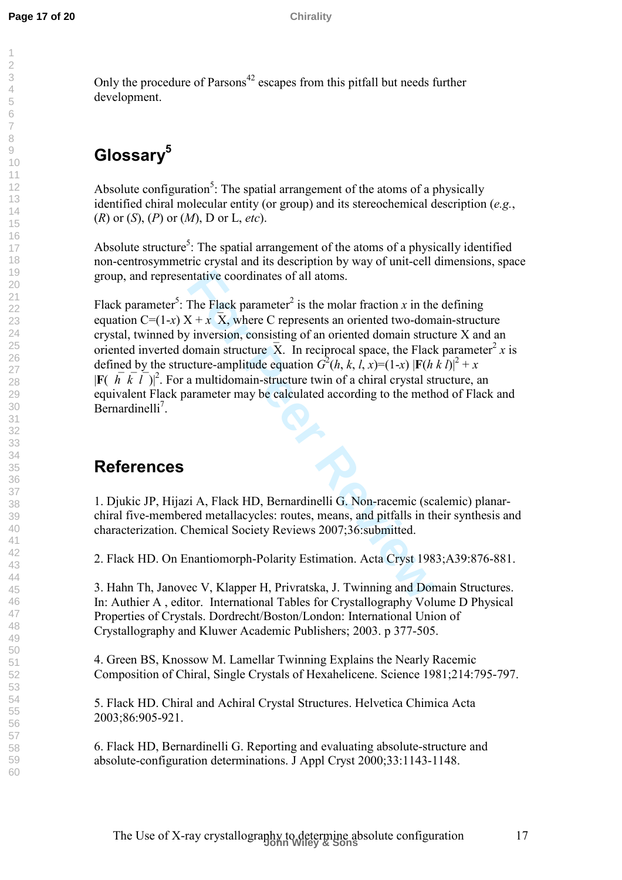Only the procedure of Parsons[42] escapes from this pitfall but needs further development.

## Glossary[5]

Absolute configuration[5]: The spatial arrangement of the atoms of a physically identified chiral molecular entity (or group) and its stereochemical description (*e.g.*, (*R*) or (*S*), (*P*) or (*M*), D or L, *etc*).

Absolute structure[5]: The spatial arrangement of the atoms of a physically identified non-centrosymmetric crystal and its description by way of unit-cell dimensions, space group, and representative coordinates of all atoms.

Flack parameter[5]: The Flack parameter[2] is the molar fraction $x$ in the defining equation $C=(1-x)\,X + x\,\bar{X}$, where C represents an oriented two-domain-structure crystal, twinned by inversion, consisting of an oriented domain structure X and an oriented inverted domain structure $\bar{X}$. In reciprocal space, the Flack parameter[2] $x$ is defined by the structure-amplitude equation $G^2(h, k, l, x)=(1-x)\,|\mathbf{F}(h\,k\,l)|^2 + x\,|\mathbf{F}(\bar{h}\,\bar{k}\,\bar{l})|^2$. For a multidomain-structure twin of a chiral crystal structure, an equivalent Flack parameter may be calculated according to the method of Flack and Bernardinelli[7].

## References

1. Djukic JP, Hijazi A, Flack HD, Bernardinelli G. Non-racemic (scalemic) planar-chiral five-membered metallacycles: routes, means, and pitfalls in their synthesis and characterization. Chemical Society Reviews 2007;36:submitted.

2. Flack HD. On Enantiomorph-Polarity Estimation. Acta Cryst 1983;A39:876-881.

3. Hahn Th, Janovec V, Klapper H, Privratska, J. Twinning and Domain Structures. In: Authier A , editor. International Tables for Crystallography Volume D Physical Properties of Crystals. Dordrecht/Boston/London: International Union of Crystallography and Kluwer Academic Publishers; 2003. p 377-505.

4. Green BS, Knossow M. Lamellar Twinning Explains the Nearly Racemic Composition of Chiral, Single Crystals of Hexahelicene. Science 1981;214:795-797.

5. Flack HD. Chiral and Achiral Crystal Structures. Helvetica Chimica Acta 2003;86:905-921.

6. Flack HD, Bernardinelli G. Reporting and evaluating absolute-structure and absolute-configuration determinations. J Appl Cryst 2000;33:1143-1148.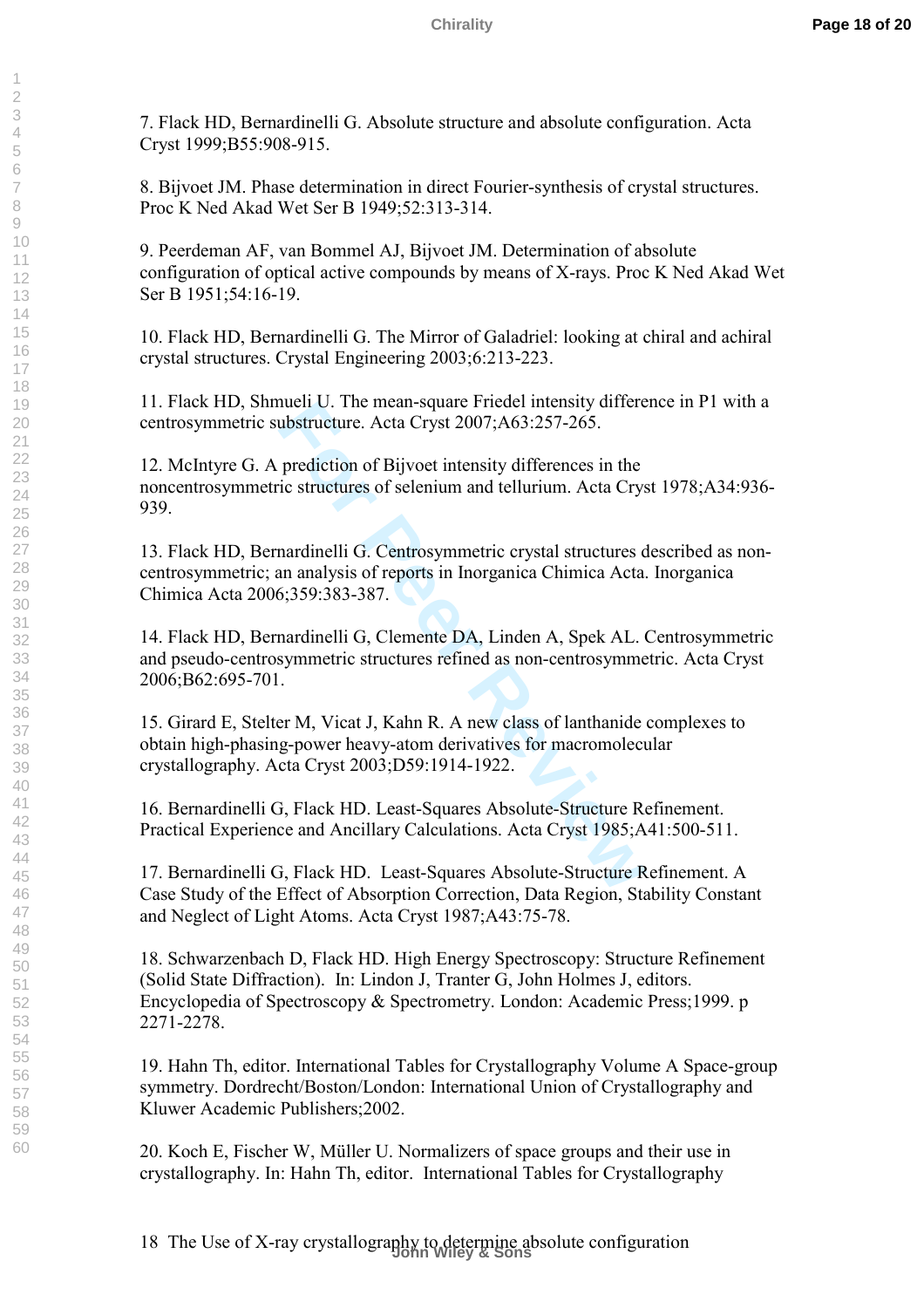7. Flack HD, Bernardinelli G. Absolute structure and absolute configuration. Acta Cryst 1999;B55:908-915.

8. Bijvoet JM. Phase determination in direct Fourier-synthesis of crystal structures. Proc K Ned Akad Wet Ser B 1949;52:313-314.

9. Peerdeman AF, van Bommel AJ, Bijvoet JM. Determination of absolute configuration of optical active compounds by means of X-rays. Proc K Ned Akad Wet Ser B 1951;54:16-19.

10. Flack HD, Bernardinelli G. The Mirror of Galadriel: looking at chiral and achiral crystal structures. Crystal Engineering 2003;6:213-223.

11. Flack HD, Shmueli U. The mean-square Friedel intensity difference in P1 with a centrosymmetric substructure. Acta Cryst 2007;A63:257-265.

12. McIntyre G. A prediction of Bijvoet intensity differences in the noncentrosymmetric structures of selenium and tellurium. Acta Cryst 1978;A34:936-939.

13. Flack HD, Bernardinelli G. Centrosymmetric crystal structures described as non-centrosymmetric; an analysis of reports in Inorganica Chimica Acta. Inorganica Chimica Acta 2006;359:383-387.

14. Flack HD, Bernardinelli G, Clemente DA, Linden A, Spek AL. Centrosymmetric and pseudo-centrosymmetric structures refined as non-centrosymmetric. Acta Cryst 2006;B62:695-701.

15. Girard E, Stelter M, Vicat J, Kahn R. A new class of lanthanide complexes to obtain high-phasing-power heavy-atom derivatives for macromolecular crystallography. Acta Cryst 2003;D59:1914-1922.

16. Bernardinelli G, Flack HD. Least-Squares Absolute-Structure Refinement. Practical Experience and Ancillary Calculations. Acta Cryst 1985;A41:500-511.

17. Bernardinelli G, Flack HD. Least-Squares Absolute-Structure Refinement. A Case Study of the Effect of Absorption Correction, Data Region, Stability Constant and Neglect of Light Atoms. Acta Cryst 1987;A43:75-78.

18. Schwarzenbach D, Flack HD. High Energy Spectroscopy: Structure Refinement (Solid State Diffraction). In: Lindon J, Tranter G, John Holmes J, editors. Encyclopedia of Spectroscopy & Spectrometry. London: Academic Press;1999. p 2271-2278.

19. Hahn Th, editor. International Tables for Crystallography Volume A Space-group symmetry. Dordrecht/Boston/London: International Union of Crystallography and Kluwer Academic Publishers;2002.

20. Koch E, Fischer W, Müller U. Normalizers of space groups and their use in crystallography. In: Hahn Th, editor. International Tables for Crystallography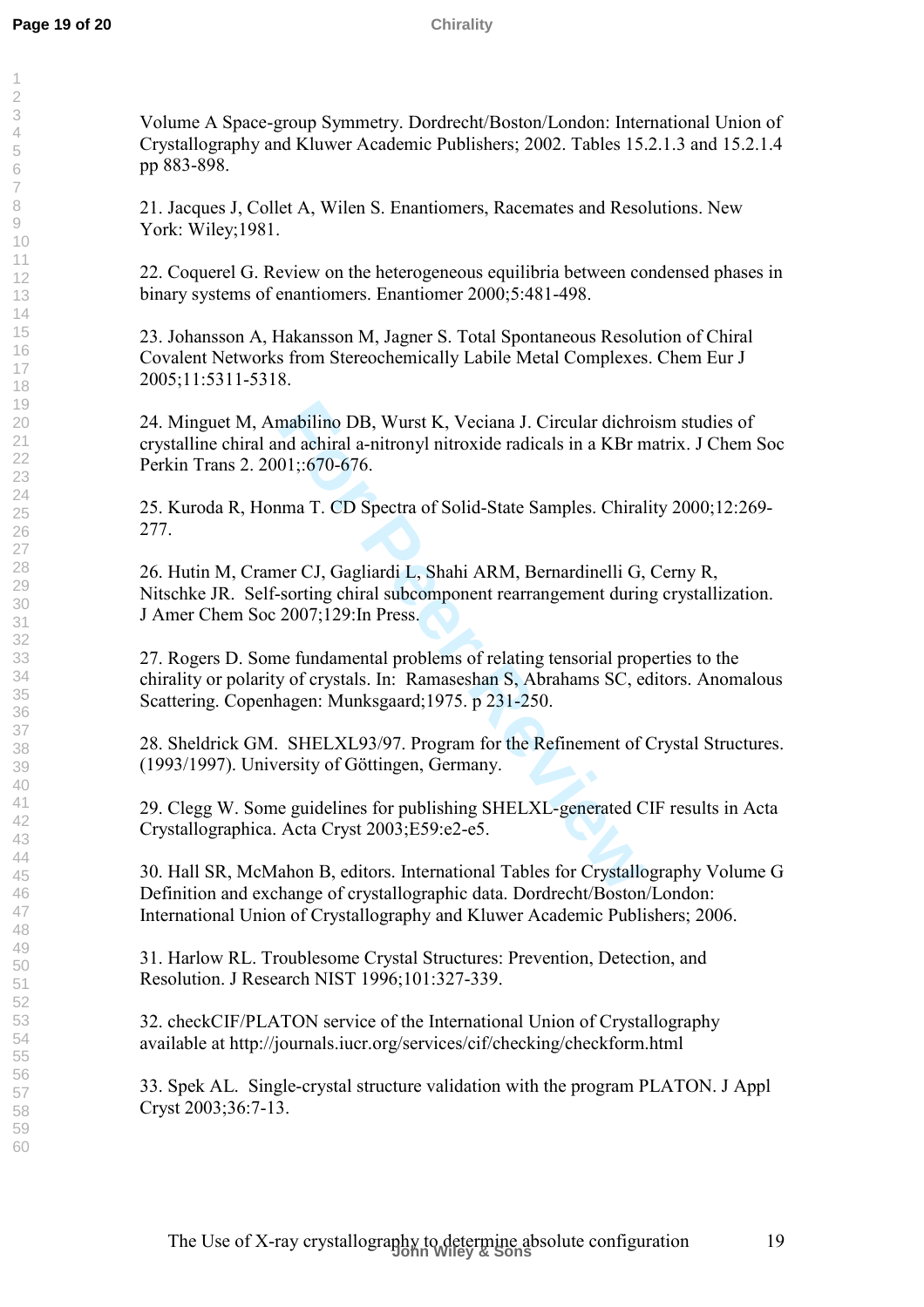Volume A Space-group Symmetry. Dordrecht/Boston/London: International Union of Crystallography and Kluwer Academic Publishers; 2002. Tables 15.2.1.3 and 15.2.1.4 pp 883-898.

21. Jacques J, Collet A, Wilen S. Enantiomers, Racemates and Resolutions. New York: Wiley;1981.

22. Coquerel G. Review on the heterogeneous equilibria between condensed phases in binary systems of enantiomers. Enantiomer 2000;5:481-498.

23. Johansson A, Hakansson M, Jagner S. Total Spontaneous Resolution of Chiral Covalent Networks from Stereochemically Labile Metal Complexes. Chem Eur J 2005;11:5311-5318.

24. Minguet M, Amabilino DB, Wurst K, Veciana J. Circular dichroism studies of crystalline chiral and achiral a-nitronyl nitroxide radicals in a KBr matrix. J Chem Soc Perkin Trans 2. 2001;:670-676.

25. Kuroda R, Honma T. CD Spectra of Solid-State Samples. Chirality 2000;12:269-277.

26. Hutin M, Cramer CJ, Gagliardi L, Shahi ARM, Bernardinelli G, Cerny R, Nitschke JR. Self-sorting chiral subcomponent rearrangement during crystallization. J Amer Chem Soc 2007;129:In Press.

27. Rogers D. Some fundamental problems of relating tensorial properties to the chirality or polarity of crystals. In: Ramaseshan S, Abrahams SC, editors. Anomalous Scattering. Copenhagen: Munksgaard;1975. p 231-250.

28. Sheldrick GM. SHELXL93/97. Program for the Refinement of Crystal Structures. (1993/1997). University of Göttingen, Germany.

29. Clegg W. Some guidelines for publishing SHELXL-generated CIF results in Acta Crystallographica. Acta Cryst 2003;E59:e2-e5.

30. Hall SR, McMahon B, editors. International Tables for Crystallography Volume G Definition and exchange of crystallographic data. Dordrecht/Boston/London: International Union of Crystallography and Kluwer Academic Publishers; 2006.

31. Harlow RL. Troublesome Crystal Structures: Prevention, Detection, and Resolution. J Research NIST 1996;101:327-339.

32. checkCIF/PLATON service of the International Union of Crystallography available at http://journals.iucr.org/services/cif/checking/checkform.html

33. Spek AL. Single-crystal structure validation with the program PLATON. J Appl Cryst 2003;36:7-13.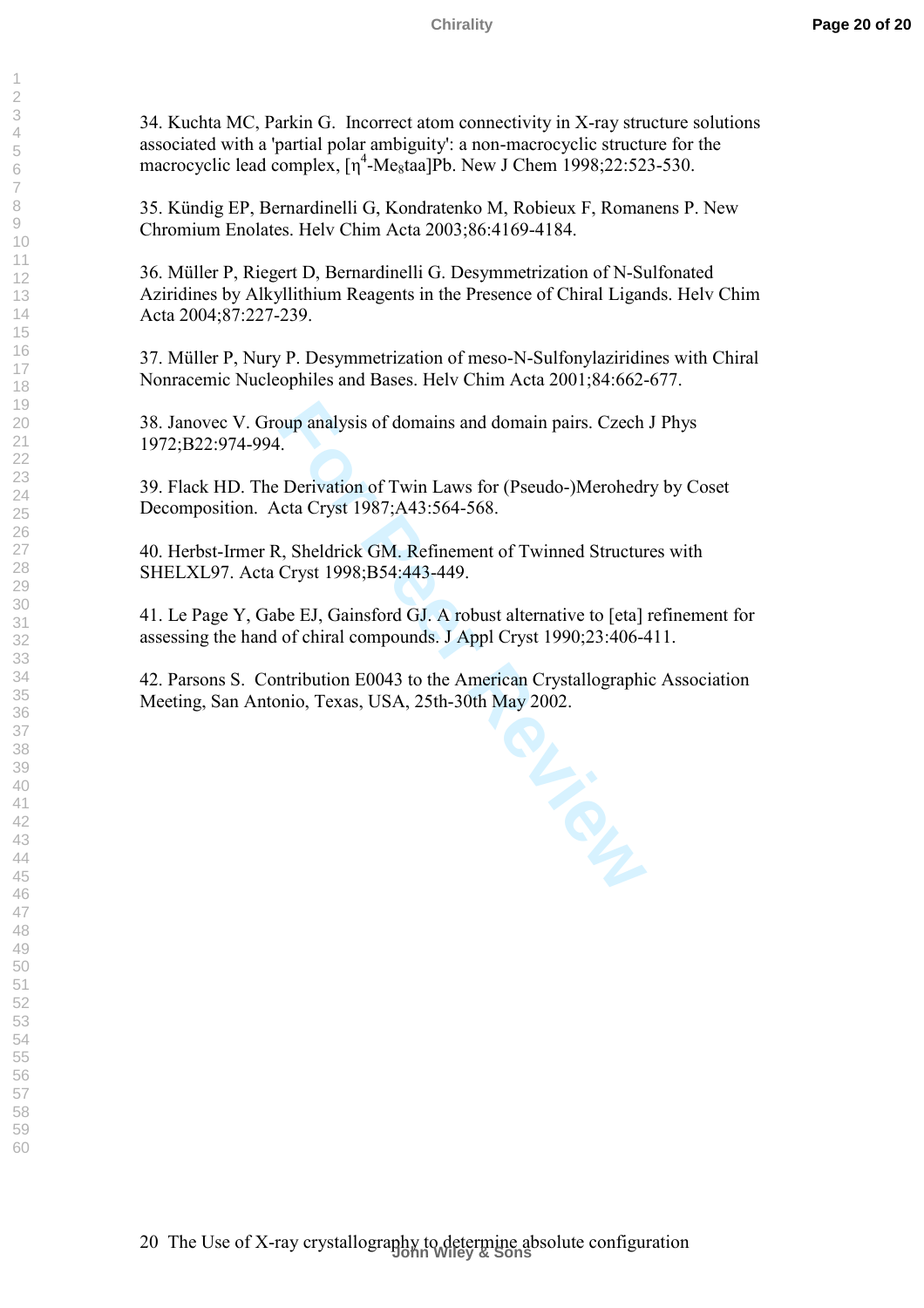34. Kuchta MC, Parkin G. Incorrect atom connectivity in X-ray structure solutions associated with a 'partial polar ambiguity': a non-macrocyclic structure for the macrocyclic lead complex, [$\eta^4$-Me$_8$taa]Pb. New J Chem 1998;22:523-530.

35. Kündig EP, Bernardinelli G, Kondratenko M, Robieux F, Romanens P. New Chromium Enolates. Helv Chim Acta 2003;86:4169-4184.

36. Müller P, Riegert D, Bernardinelli G. Desymmetrization of N-Sulfonated Aziridines by Alkyllithium Reagents in the Presence of Chiral Ligands. Helv Chim Acta 2004;87:227-239.

37. Müller P, Nury P. Desymmetrization of meso-N-Sulfonylaziridines with Chiral Nonracemic Nucleophiles and Bases. Helv Chim Acta 2001;84:662-677.

38. Janovec V. Group analysis of domains and domain pairs. Czech J Phys 1972;B22:974-994.

39. Flack HD. The Derivation of Twin Laws for (Pseudo-)Merohedry by Coset Decomposition. Acta Cryst 1987;A43:564-568.

40. Herbst-Irmer R, Sheldrick GM. Refinement of Twinned Structures with SHELXL97. Acta Cryst 1998;B54:443-449.

41. Le Page Y, Gabe EJ, Gainsford GJ. A robust alternative to [eta] refinement for assessing the hand of chiral compounds. J Appl Cryst 1990;23:406-411.

42. Parsons S. Contribution E0043 to the American Crystallographic Association Meeting, San Antonio, Texas, USA, 25th-30th May 2002.